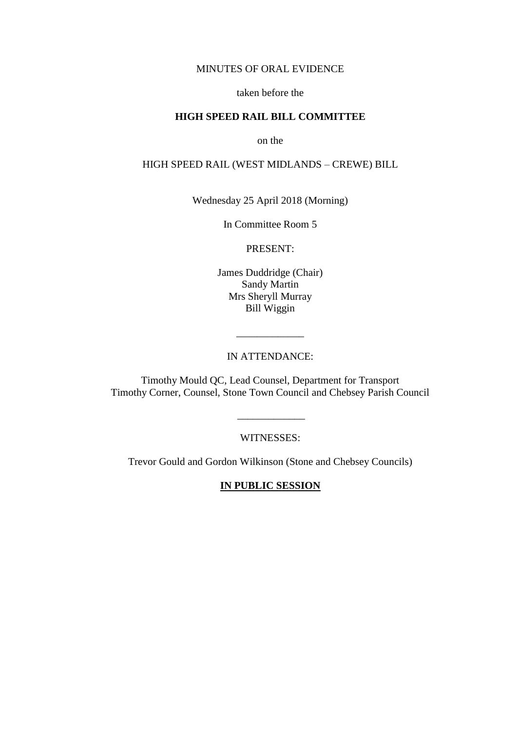MINUTES OF ORAL EVIDENCE

taken before the

**HIGH SPEED RAIL BILL COMMITTEE**

on the

HIGH SPEED RAIL (WEST MIDLANDS – CREWE) BILL

Wednesday 25 April 2018 (Morning)

In Committee Room 5

PRESENT:

James Duddridge (Chair)
Sandy Martin
Mrs Sheryll Murray
Bill Wiggin

_____________

IN ATTENDANCE:

Timothy Mould QC, Lead Counsel, Department for Transport
Timothy Corner, Counsel, Stone Town Council and Chebsey Parish Council

_____________

WITNESSES:

Trevor Gould and Gordon Wilkinson (Stone and Chebsey Councils)

**IN PUBLIC SESSION**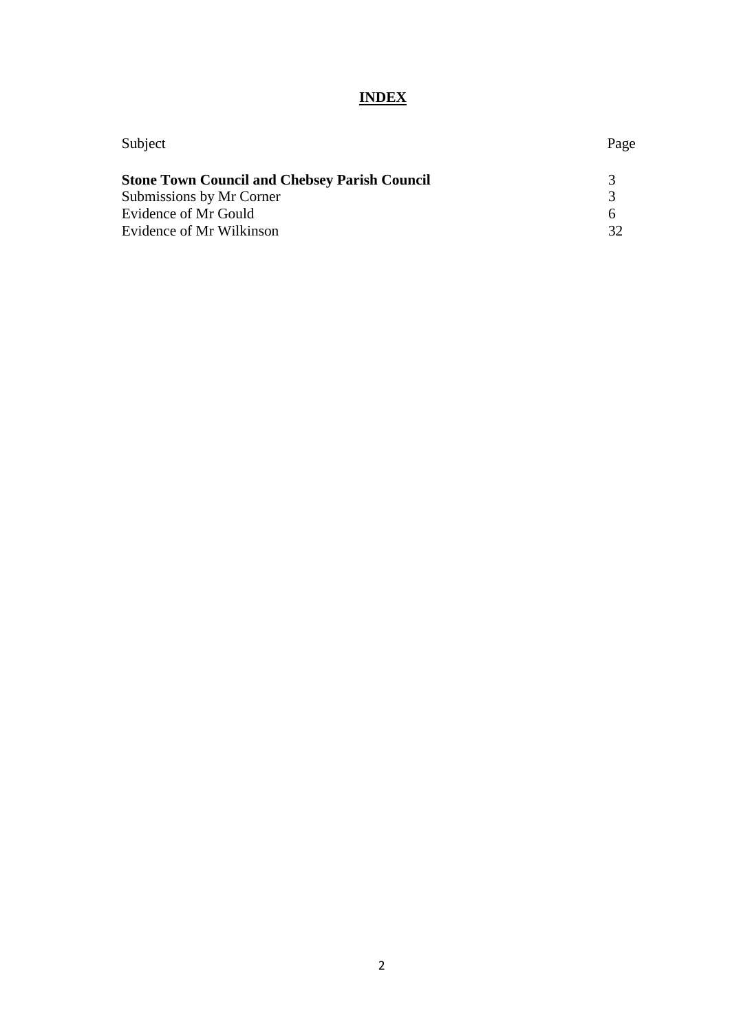# **INDEX**

| Subject | Page |
| --- | --- |
| **Stone Town Council and Chebsey Parish Council** | 3 |
| Submissions by Mr Corner | 3 |
| Evidence of Mr Gould | 6 |
| Evidence of Mr Wilkinson | 32 |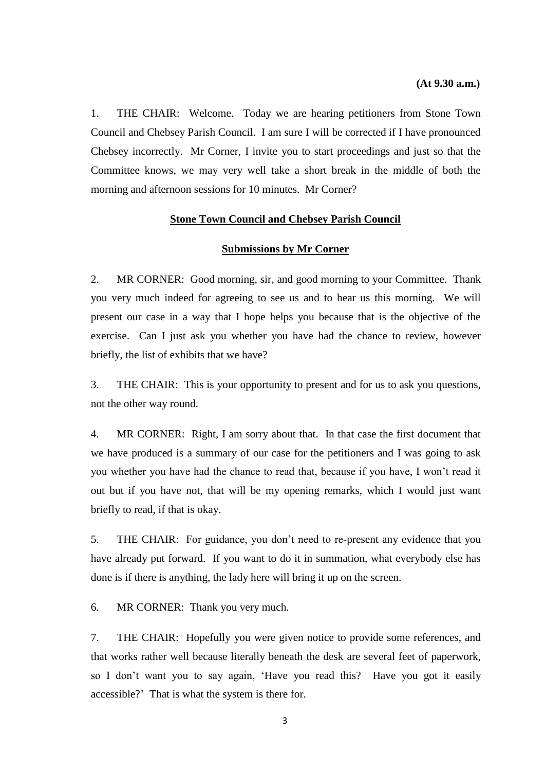**(At 9.30 a.m.)**

1. THE CHAIR: Welcome. Today we are hearing petitioners from Stone Town Council and Chebsey Parish Council. I am sure I will be corrected if I have pronounced Chebsey incorrectly. Mr Corner, I invite you to start proceedings and just so that the Committee knows, we may very well take a short break in the middle of both the morning and afternoon sessions for 10 minutes. Mr Corner?

**Stone Town Council and Chebsey Parish Council**

**Submissions by Mr Corner**

2. MR CORNER: Good morning, sir, and good morning to your Committee. Thank you very much indeed for agreeing to see us and to hear us this morning. We will present our case in a way that I hope helps you because that is the objective of the exercise. Can I just ask you whether you have had the chance to review, however briefly, the list of exhibits that we have?

3. THE CHAIR: This is your opportunity to present and for us to ask you questions, not the other way round.

4. MR CORNER: Right, I am sorry about that. In that case the first document that we have produced is a summary of our case for the petitioners and I was going to ask you whether you have had the chance to read that, because if you have, I won't read it out but if you have not, that will be my opening remarks, which I would just want briefly to read, if that is okay.

5. THE CHAIR: For guidance, you don't need to re-present any evidence that you have already put forward. If you want to do it in summation, what everybody else has done is if there is anything, the lady here will bring it up on the screen.

6. MR CORNER: Thank you very much.

7. THE CHAIR: Hopefully you were given notice to provide some references, and that works rather well because literally beneath the desk are several feet of paperwork, so I don't want you to say again, 'Have you read this? Have you got it easily accessible?' That is what the system is there for.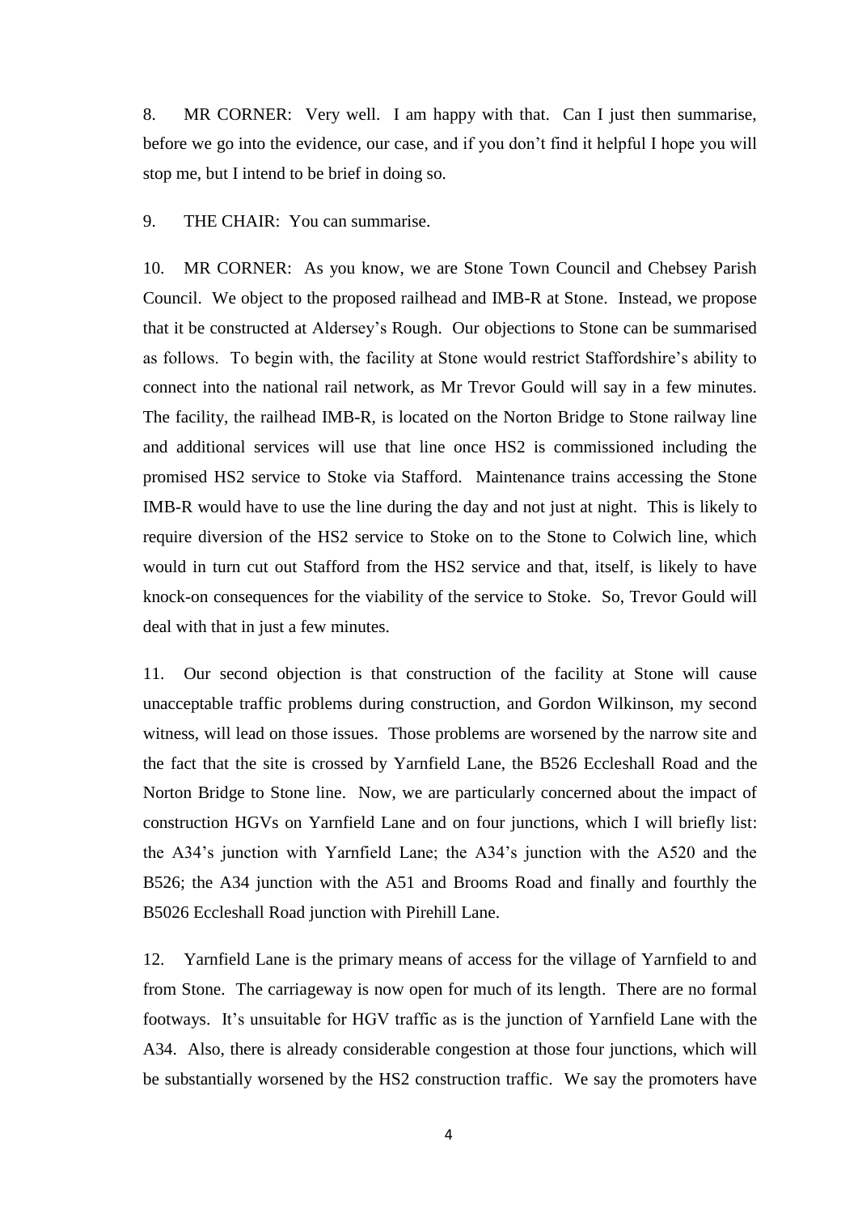8. MR CORNER: Very well. I am happy with that. Can I just then summarise, before we go into the evidence, our case, and if you don't find it helpful I hope you will stop me, but I intend to be brief in doing so.

9. THE CHAIR: You can summarise.

10. MR CORNER: As you know, we are Stone Town Council and Chebsey Parish Council. We object to the proposed railhead and IMB-R at Stone. Instead, we propose that it be constructed at Aldersey's Rough. Our objections to Stone can be summarised as follows. To begin with, the facility at Stone would restrict Staffordshire's ability to connect into the national rail network, as Mr Trevor Gould will say in a few minutes. The facility, the railhead IMB-R, is located on the Norton Bridge to Stone railway line and additional services will use that line once HS2 is commissioned including the promised HS2 service to Stoke via Stafford. Maintenance trains accessing the Stone IMB-R would have to use the line during the day and not just at night. This is likely to require diversion of the HS2 service to Stoke on to the Stone to Colwich line, which would in turn cut out Stafford from the HS2 service and that, itself, is likely to have knock-on consequences for the viability of the service to Stoke. So, Trevor Gould will deal with that in just a few minutes.

11. Our second objection is that construction of the facility at Stone will cause unacceptable traffic problems during construction, and Gordon Wilkinson, my second witness, will lead on those issues. Those problems are worsened by the narrow site and the fact that the site is crossed by Yarnfield Lane, the B526 Eccleshall Road and the Norton Bridge to Stone line. Now, we are particularly concerned about the impact of construction HGVs on Yarnfield Lane and on four junctions, which I will briefly list: the A34's junction with Yarnfield Lane; the A34's junction with the A520 and the B526; the A34 junction with the A51 and Brooms Road and finally and fourthly the B5026 Eccleshall Road junction with Pirehill Lane.

12. Yarnfield Lane is the primary means of access for the village of Yarnfield to and from Stone. The carriageway is now open for much of its length. There are no formal footways. It's unsuitable for HGV traffic as is the junction of Yarnfield Lane with the A34. Also, there is already considerable congestion at those four junctions, which will be substantially worsened by the HS2 construction traffic. We say the promoters have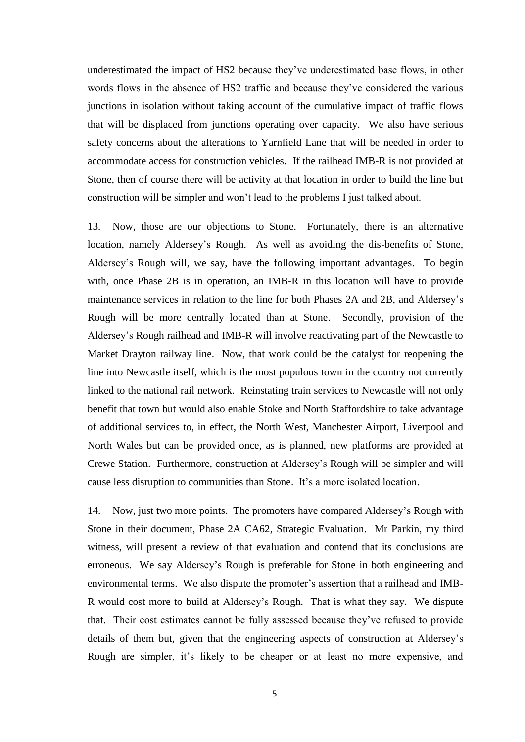underestimated the impact of HS2 because they've underestimated base flows, in other words flows in the absence of HS2 traffic and because they've considered the various junctions in isolation without taking account of the cumulative impact of traffic flows that will be displaced from junctions operating over capacity. We also have serious safety concerns about the alterations to Yarnfield Lane that will be needed in order to accommodate access for construction vehicles. If the railhead IMB-R is not provided at Stone, then of course there will be activity at that location in order to build the line but construction will be simpler and won't lead to the problems I just talked about.

13. Now, those are our objections to Stone. Fortunately, there is an alternative location, namely Aldersey's Rough. As well as avoiding the dis-benefits of Stone, Aldersey's Rough will, we say, have the following important advantages. To begin with, once Phase 2B is in operation, an IMB-R in this location will have to provide maintenance services in relation to the line for both Phases 2A and 2B, and Aldersey's Rough will be more centrally located than at Stone. Secondly, provision of the Aldersey's Rough railhead and IMB-R will involve reactivating part of the Newcastle to Market Drayton railway line. Now, that work could be the catalyst for reopening the line into Newcastle itself, which is the most populous town in the country not currently linked to the national rail network. Reinstating train services to Newcastle will not only benefit that town but would also enable Stoke and North Staffordshire to take advantage of additional services to, in effect, the North West, Manchester Airport, Liverpool and North Wales but can be provided once, as is planned, new platforms are provided at Crewe Station. Furthermore, construction at Aldersey's Rough will be simpler and will cause less disruption to communities than Stone. It's a more isolated location.

14. Now, just two more points. The promoters have compared Aldersey's Rough with Stone in their document, Phase 2A CA62, Strategic Evaluation. Mr Parkin, my third witness, will present a review of that evaluation and contend that its conclusions are erroneous. We say Aldersey's Rough is preferable for Stone in both engineering and environmental terms. We also dispute the promoter's assertion that a railhead and IMB-R would cost more to build at Aldersey's Rough. That is what they say. We dispute that. Their cost estimates cannot be fully assessed because they've refused to provide details of them but, given that the engineering aspects of construction at Aldersey's Rough are simpler, it's likely to be cheaper or at least no more expensive, and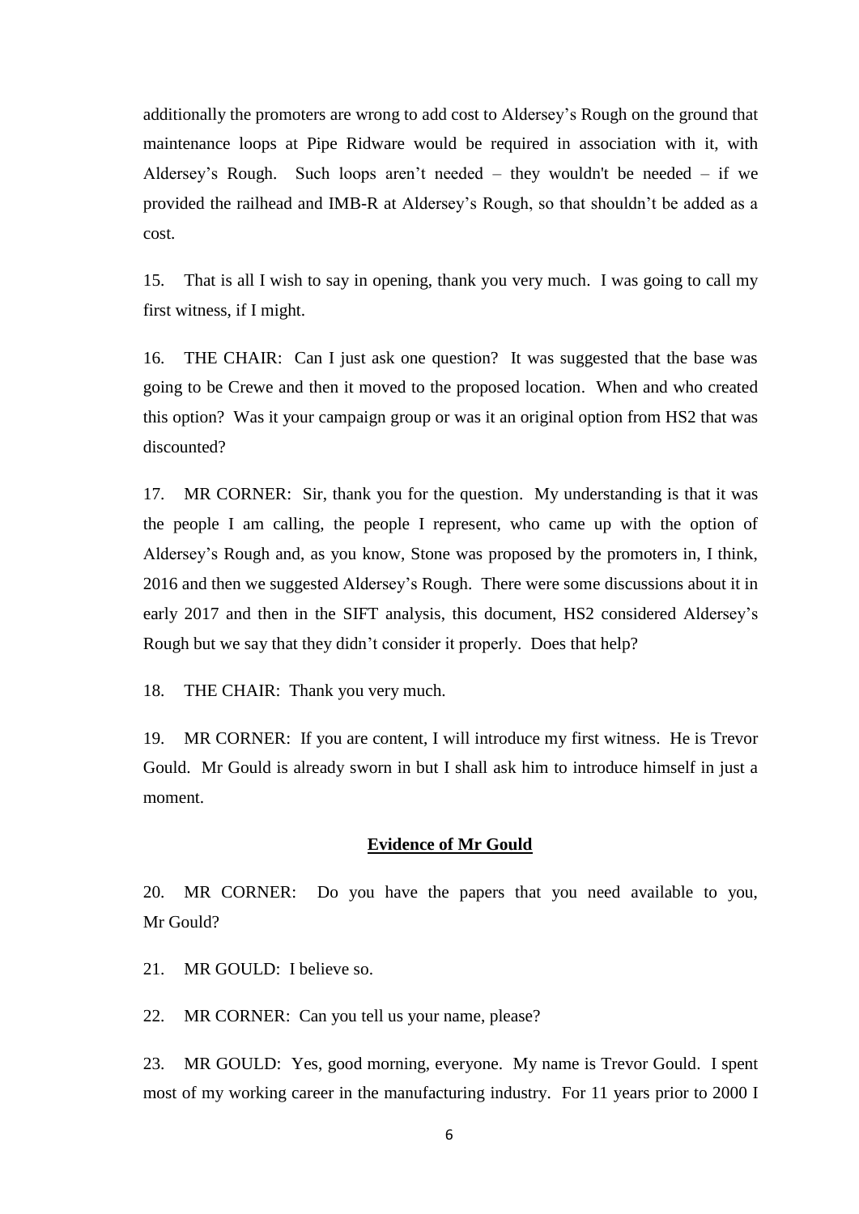additionally the promoters are wrong to add cost to Aldersey's Rough on the ground that maintenance loops at Pipe Ridware would be required in association with it, with Aldersey's Rough. Such loops aren't needed – they wouldn't be needed – if we provided the railhead and IMB-R at Aldersey's Rough, so that shouldn't be added as a cost.

15. That is all I wish to say in opening, thank you very much. I was going to call my first witness, if I might.

16. THE CHAIR: Can I just ask one question? It was suggested that the base was going to be Crewe and then it moved to the proposed location. When and who created this option? Was it your campaign group or was it an original option from HS2 that was discounted?

17. MR CORNER: Sir, thank you for the question. My understanding is that it was the people I am calling, the people I represent, who came up with the option of Aldersey's Rough and, as you know, Stone was proposed by the promoters in, I think, 2016 and then we suggested Aldersey's Rough. There were some discussions about it in early 2017 and then in the SIFT analysis, this document, HS2 considered Aldersey's Rough but we say that they didn't consider it properly. Does that help?

18. THE CHAIR: Thank you very much.

19. MR CORNER: If you are content, I will introduce my first witness. He is Trevor Gould. Mr Gould is already sworn in but I shall ask him to introduce himself in just a moment.

**Evidence of Mr Gould**

20. MR CORNER: Do you have the papers that you need available to you, Mr Gould?

21. MR GOULD: I believe so.

22. MR CORNER: Can you tell us your name, please?

23. MR GOULD: Yes, good morning, everyone. My name is Trevor Gould. I spent most of my working career in the manufacturing industry. For 11 years prior to 2000 I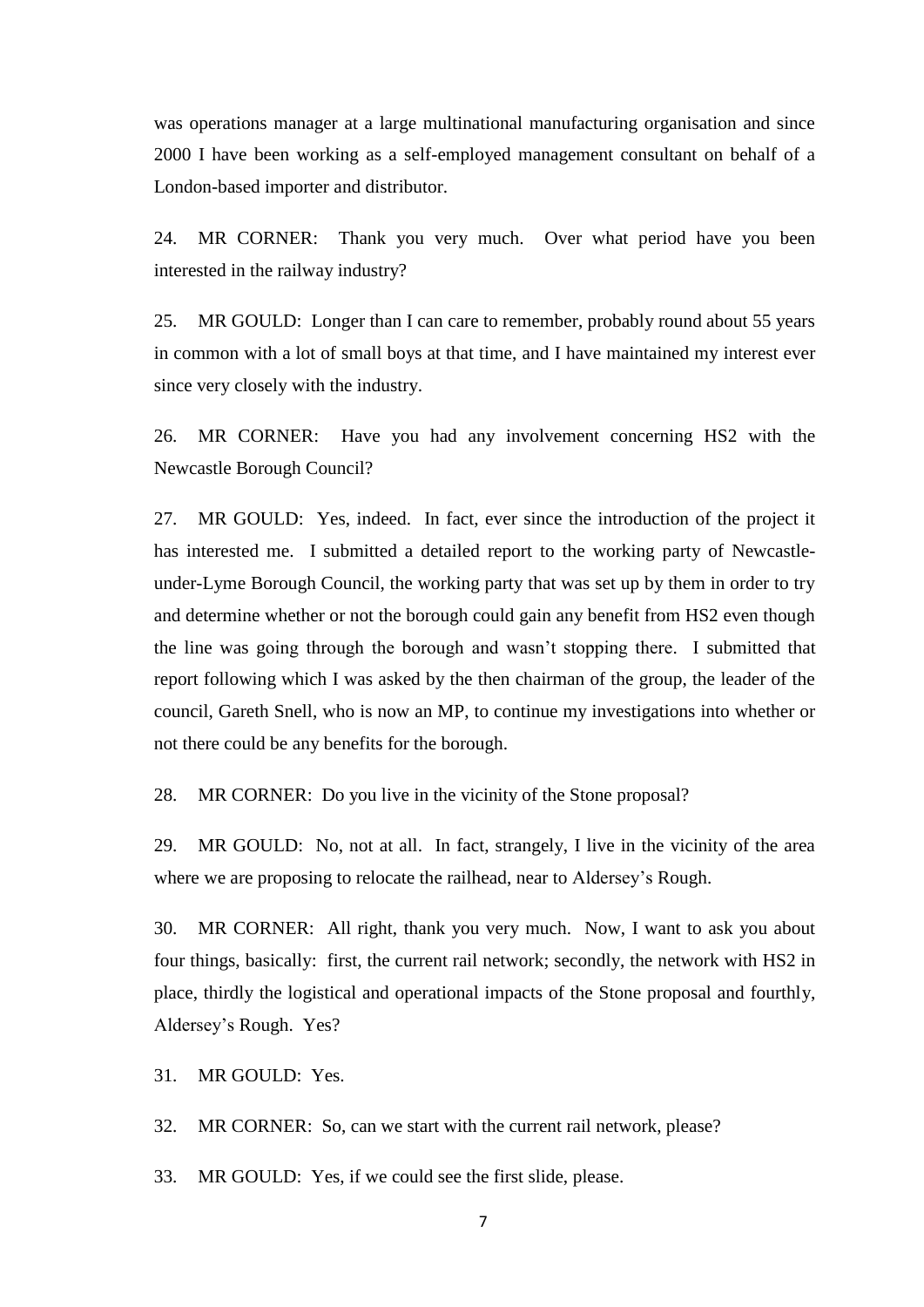was operations manager at a large multinational manufacturing organisation and since 2000 I have been working as a self-employed management consultant on behalf of a London-based importer and distributor.

24. MR CORNER: Thank you very much. Over what period have you been interested in the railway industry?

25. MR GOULD: Longer than I can care to remember, probably round about 55 years in common with a lot of small boys at that time, and I have maintained my interest ever since very closely with the industry.

26. MR CORNER: Have you had any involvement concerning HS2 with the Newcastle Borough Council?

27. MR GOULD: Yes, indeed. In fact, ever since the introduction of the project it has interested me. I submitted a detailed report to the working party of Newcastle-under-Lyme Borough Council, the working party that was set up by them in order to try and determine whether or not the borough could gain any benefit from HS2 even though the line was going through the borough and wasn't stopping there. I submitted that report following which I was asked by the then chairman of the group, the leader of the council, Gareth Snell, who is now an MP, to continue my investigations into whether or not there could be any benefits for the borough.

28. MR CORNER: Do you live in the vicinity of the Stone proposal?

29. MR GOULD: No, not at all. In fact, strangely, I live in the vicinity of the area where we are proposing to relocate the railhead, near to Aldersey's Rough.

30. MR CORNER: All right, thank you very much. Now, I want to ask you about four things, basically: first, the current rail network; secondly, the network with HS2 in place, thirdly the logistical and operational impacts of the Stone proposal and fourthly, Aldersey's Rough. Yes?

31. MR GOULD: Yes.

32. MR CORNER: So, can we start with the current rail network, please?

33. MR GOULD: Yes, if we could see the first slide, please.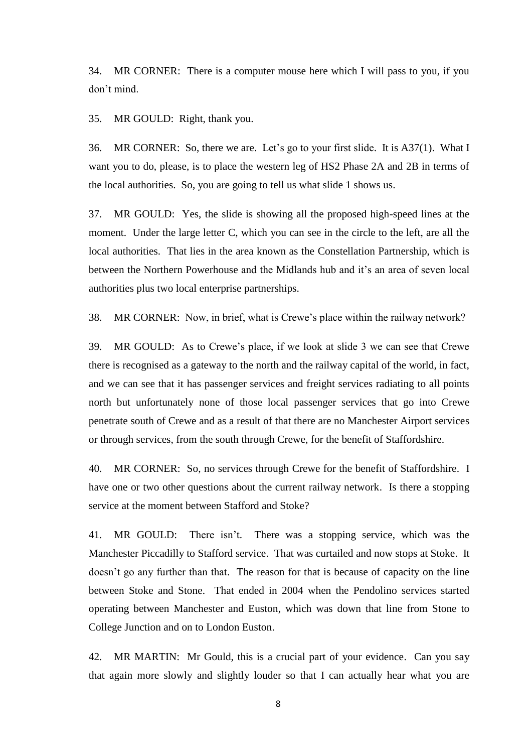34. MR CORNER: There is a computer mouse here which I will pass to you, if you don't mind.

35. MR GOULD: Right, thank you.

36. MR CORNER: So, there we are. Let's go to your first slide. It is A37(1). What I want you to do, please, is to place the western leg of HS2 Phase 2A and 2B in terms of the local authorities. So, you are going to tell us what slide 1 shows us.

37. MR GOULD: Yes, the slide is showing all the proposed high-speed lines at the moment. Under the large letter C, which you can see in the circle to the left, are all the local authorities. That lies in the area known as the Constellation Partnership, which is between the Northern Powerhouse and the Midlands hub and it's an area of seven local authorities plus two local enterprise partnerships.

38. MR CORNER: Now, in brief, what is Crewe's place within the railway network?

39. MR GOULD: As to Crewe's place, if we look at slide 3 we can see that Crewe there is recognised as a gateway to the north and the railway capital of the world, in fact, and we can see that it has passenger services and freight services radiating to all points north but unfortunately none of those local passenger services that go into Crewe penetrate south of Crewe and as a result of that there are no Manchester Airport services or through services, from the south through Crewe, for the benefit of Staffordshire.

40. MR CORNER: So, no services through Crewe for the benefit of Staffordshire. I have one or two other questions about the current railway network. Is there a stopping service at the moment between Stafford and Stoke?

41. MR GOULD: There isn't. There was a stopping service, which was the Manchester Piccadilly to Stafford service. That was curtailed and now stops at Stoke. It doesn't go any further than that. The reason for that is because of capacity on the line between Stoke and Stone. That ended in 2004 when the Pendolino services started operating between Manchester and Euston, which was down that line from Stone to College Junction and on to London Euston.

42. MR MARTIN: Mr Gould, this is a crucial part of your evidence. Can you say that again more slowly and slightly louder so that I can actually hear what you are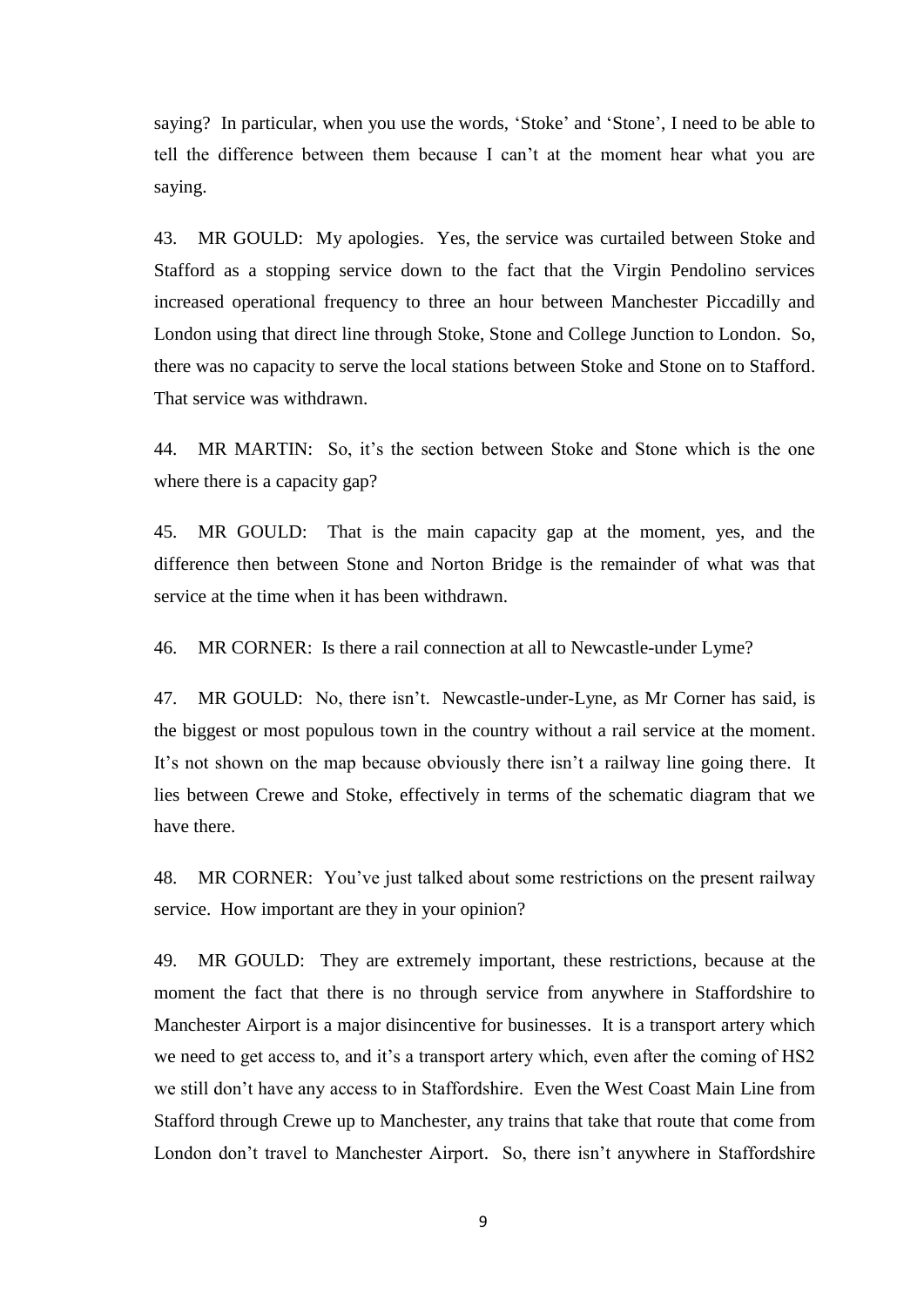saying? In particular, when you use the words, 'Stoke' and 'Stone', I need to be able to tell the difference between them because I can't at the moment hear what you are saying.

43. MR GOULD: My apologies. Yes, the service was curtailed between Stoke and Stafford as a stopping service down to the fact that the Virgin Pendolino services increased operational frequency to three an hour between Manchester Piccadilly and London using that direct line through Stoke, Stone and College Junction to London. So, there was no capacity to serve the local stations between Stoke and Stone on to Stafford. That service was withdrawn.

44. MR MARTIN: So, it's the section between Stoke and Stone which is the one where there is a capacity gap?

45. MR GOULD: That is the main capacity gap at the moment, yes, and the difference then between Stone and Norton Bridge is the remainder of what was that service at the time when it has been withdrawn.

46. MR CORNER: Is there a rail connection at all to Newcastle-under Lyme?

47. MR GOULD: No, there isn't. Newcastle-under-Lyne, as Mr Corner has said, is the biggest or most populous town in the country without a rail service at the moment. It's not shown on the map because obviously there isn't a railway line going there. It lies between Crewe and Stoke, effectively in terms of the schematic diagram that we have there.

48. MR CORNER: You've just talked about some restrictions on the present railway service. How important are they in your opinion?

49. MR GOULD: They are extremely important, these restrictions, because at the moment the fact that there is no through service from anywhere in Staffordshire to Manchester Airport is a major disincentive for businesses. It is a transport artery which we need to get access to, and it's a transport artery which, even after the coming of HS2 we still don't have any access to in Staffordshire. Even the West Coast Main Line from Stafford through Crewe up to Manchester, any trains that take that route that come from London don't travel to Manchester Airport. So, there isn't anywhere in Staffordshire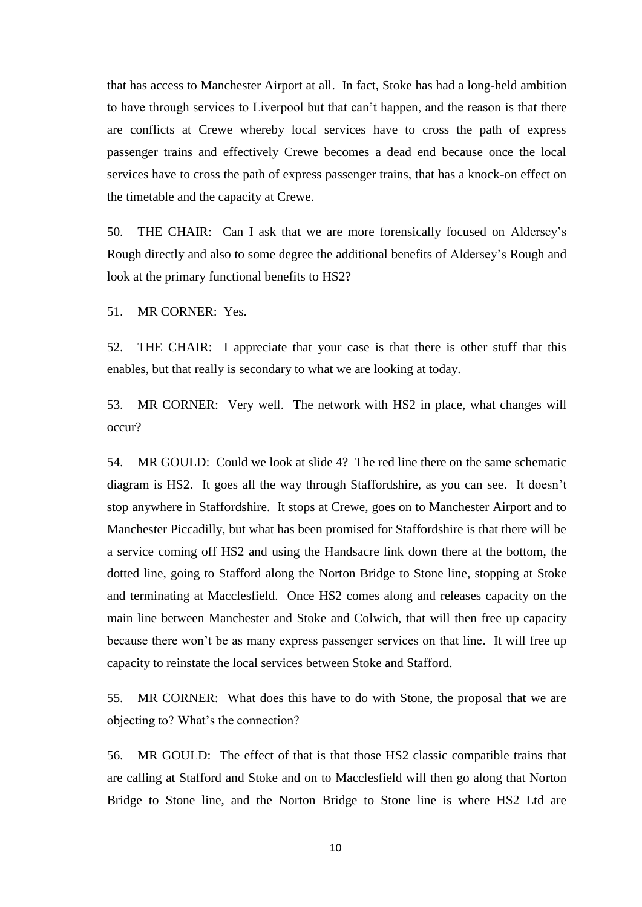that has access to Manchester Airport at all. In fact, Stoke has had a long-held ambition to have through services to Liverpool but that can't happen, and the reason is that there are conflicts at Crewe whereby local services have to cross the path of express passenger trains and effectively Crewe becomes a dead end because once the local services have to cross the path of express passenger trains, that has a knock-on effect on the timetable and the capacity at Crewe.

50. THE CHAIR: Can I ask that we are more forensically focused on Aldersey's Rough directly and also to some degree the additional benefits of Aldersey's Rough and look at the primary functional benefits to HS2?

51. MR CORNER: Yes.

52. THE CHAIR: I appreciate that your case is that there is other stuff that this enables, but that really is secondary to what we are looking at today.

53. MR CORNER: Very well. The network with HS2 in place, what changes will occur?

54. MR GOULD: Could we look at slide 4? The red line there on the same schematic diagram is HS2. It goes all the way through Staffordshire, as you can see. It doesn't stop anywhere in Staffordshire. It stops at Crewe, goes on to Manchester Airport and to Manchester Piccadilly, but what has been promised for Staffordshire is that there will be a service coming off HS2 and using the Handsacre link down there at the bottom, the dotted line, going to Stafford along the Norton Bridge to Stone line, stopping at Stoke and terminating at Macclesfield. Once HS2 comes along and releases capacity on the main line between Manchester and Stoke and Colwich, that will then free up capacity because there won't be as many express passenger services on that line. It will free up capacity to reinstate the local services between Stoke and Stafford.

55. MR CORNER: What does this have to do with Stone, the proposal that we are objecting to? What's the connection?

56. MR GOULD: The effect of that is that those HS2 classic compatible trains that are calling at Stafford and Stoke and on to Macclesfield will then go along that Norton Bridge to Stone line, and the Norton Bridge to Stone line is where HS2 Ltd are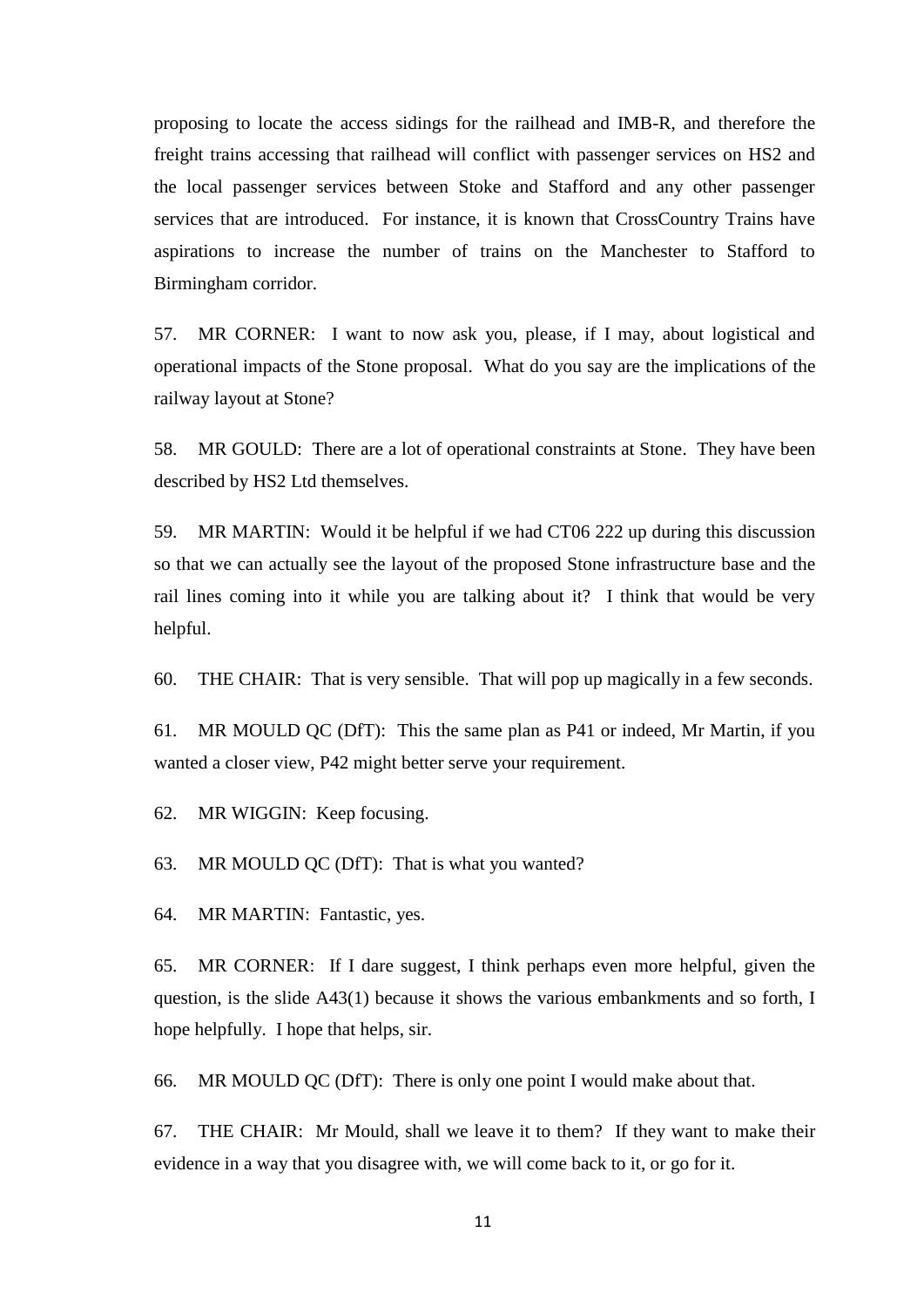proposing to locate the access sidings for the railhead and IMB-R, and therefore the freight trains accessing that railhead will conflict with passenger services on HS2 and the local passenger services between Stoke and Stafford and any other passenger services that are introduced. For instance, it is known that CrossCountry Trains have aspirations to increase the number of trains on the Manchester to Stafford to Birmingham corridor.

57. MR CORNER: I want to now ask you, please, if I may, about logistical and operational impacts of the Stone proposal. What do you say are the implications of the railway layout at Stone?

58. MR GOULD: There are a lot of operational constraints at Stone. They have been described by HS2 Ltd themselves.

59. MR MARTIN: Would it be helpful if we had CT06 222 up during this discussion so that we can actually see the layout of the proposed Stone infrastructure base and the rail lines coming into it while you are talking about it? I think that would be very helpful.

60. THE CHAIR: That is very sensible. That will pop up magically in a few seconds.

61. MR MOULD QC (DfT): This the same plan as P41 or indeed, Mr Martin, if you wanted a closer view, P42 might better serve your requirement.

62. MR WIGGIN: Keep focusing.

63. MR MOULD QC (DfT): That is what you wanted?

64. MR MARTIN: Fantastic, yes.

65. MR CORNER: If I dare suggest, I think perhaps even more helpful, given the question, is the slide A43(1) because it shows the various embankments and so forth, I hope helpfully. I hope that helps, sir.

66. MR MOULD QC (DfT): There is only one point I would make about that.

67. THE CHAIR: Mr Mould, shall we leave it to them? If they want to make their evidence in a way that you disagree with, we will come back to it, or go for it.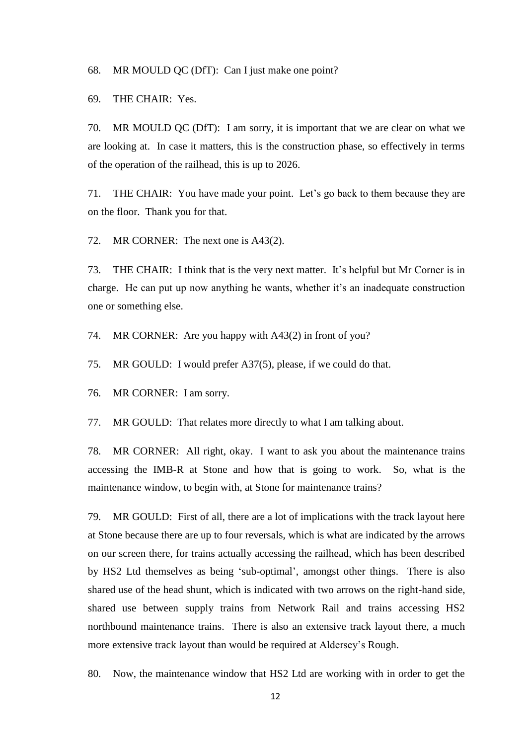68. MR MOULD QC (DfT): Can I just make one point?

69. THE CHAIR: Yes.

70. MR MOULD QC (DfT): I am sorry, it is important that we are clear on what we are looking at. In case it matters, this is the construction phase, so effectively in terms of the operation of the railhead, this is up to 2026.

71. THE CHAIR: You have made your point. Let's go back to them because they are on the floor. Thank you for that.

72. MR CORNER: The next one is A43(2).

73. THE CHAIR: I think that is the very next matter. It's helpful but Mr Corner is in charge. He can put up now anything he wants, whether it's an inadequate construction one or something else.

74. MR CORNER: Are you happy with A43(2) in front of you?

75. MR GOULD: I would prefer A37(5), please, if we could do that.

76. MR CORNER: I am sorry.

77. MR GOULD: That relates more directly to what I am talking about.

78. MR CORNER: All right, okay. I want to ask you about the maintenance trains accessing the IMB-R at Stone and how that is going to work. So, what is the maintenance window, to begin with, at Stone for maintenance trains?

79. MR GOULD: First of all, there are a lot of implications with the track layout here at Stone because there are up to four reversals, which is what are indicated by the arrows on our screen there, for trains actually accessing the railhead, which has been described by HS2 Ltd themselves as being 'sub-optimal', amongst other things. There is also shared use of the head shunt, which is indicated with two arrows on the right-hand side, shared use between supply trains from Network Rail and trains accessing HS2 northbound maintenance trains. There is also an extensive track layout there, a much more extensive track layout than would be required at Aldersey's Rough.

80. Now, the maintenance window that HS2 Ltd are working with in order to get the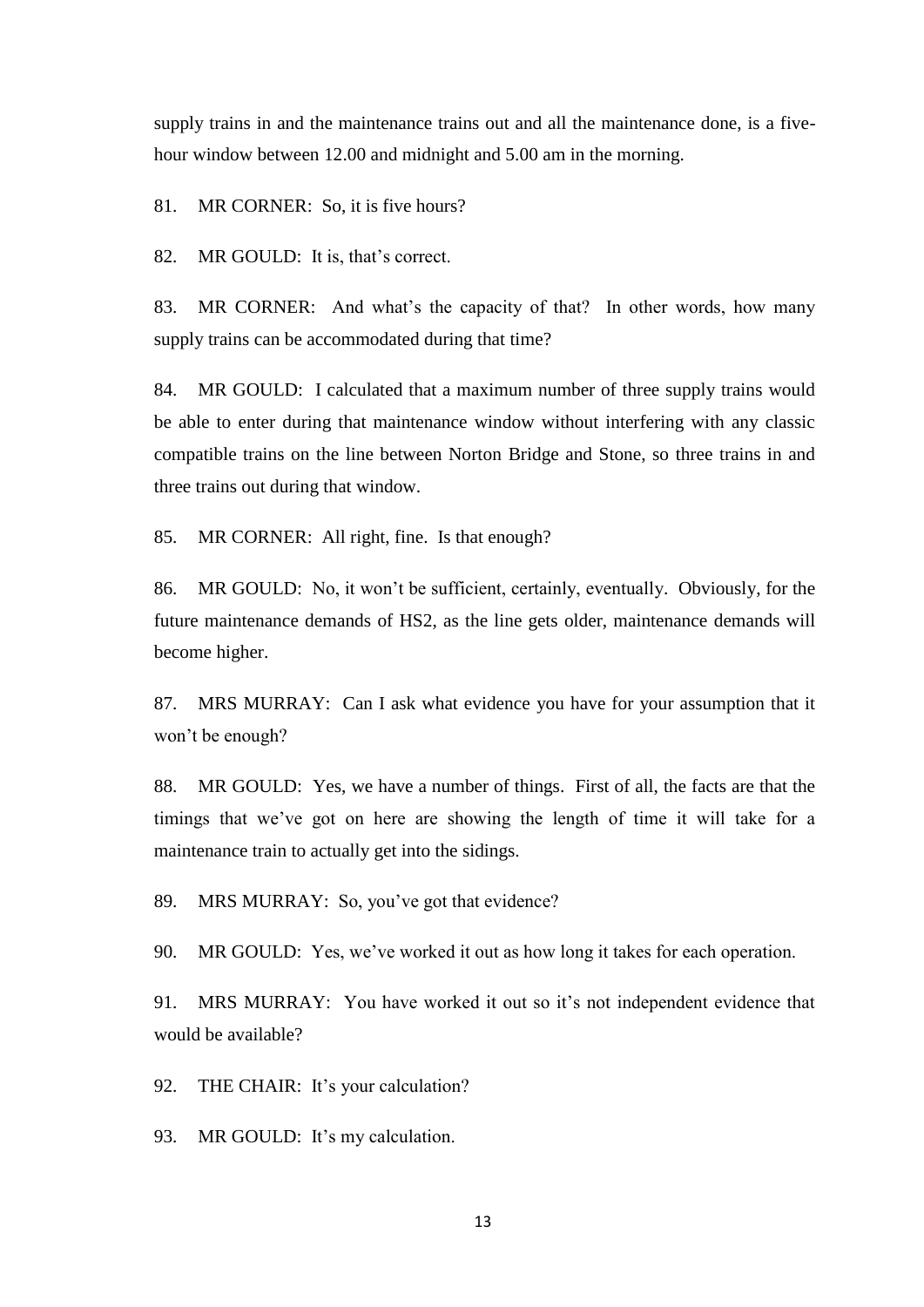supply trains in and the maintenance trains out and all the maintenance done, is a five-hour window between 12.00 and midnight and 5.00 am in the morning.

81. MR CORNER: So, it is five hours?

82. MR GOULD: It is, that's correct.

83. MR CORNER: And what's the capacity of that? In other words, how many supply trains can be accommodated during that time?

84. MR GOULD: I calculated that a maximum number of three supply trains would be able to enter during that maintenance window without interfering with any classic compatible trains on the line between Norton Bridge and Stone, so three trains in and three trains out during that window.

85. MR CORNER: All right, fine. Is that enough?

86. MR GOULD: No, it won't be sufficient, certainly, eventually. Obviously, for the future maintenance demands of HS2, as the line gets older, maintenance demands will become higher.

87. MRS MURRAY: Can I ask what evidence you have for your assumption that it won't be enough?

88. MR GOULD: Yes, we have a number of things. First of all, the facts are that the timings that we've got on here are showing the length of time it will take for a maintenance train to actually get into the sidings.

89. MRS MURRAY: So, you've got that evidence?

90. MR GOULD: Yes, we've worked it out as how long it takes for each operation.

91. MRS MURRAY: You have worked it out so it's not independent evidence that would be available?

92. THE CHAIR: It's your calculation?

93. MR GOULD: It's my calculation.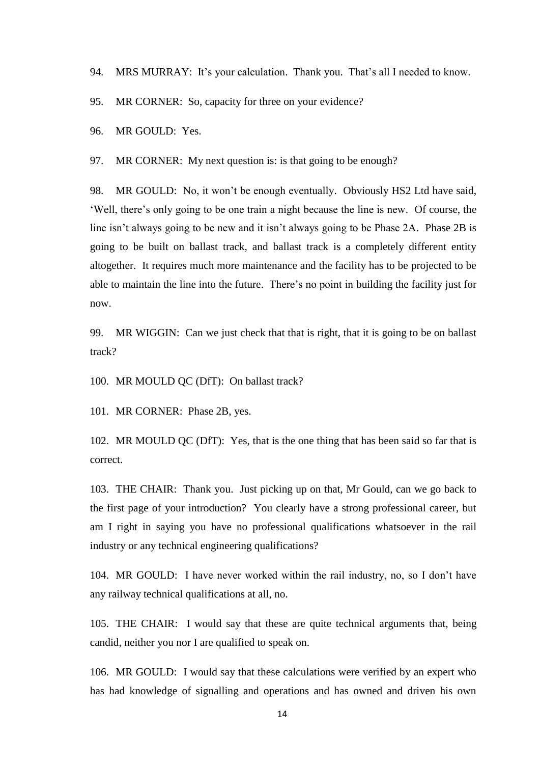94. MRS MURRAY: It's your calculation. Thank you. That's all I needed to know.

95. MR CORNER: So, capacity for three on your evidence?

96. MR GOULD: Yes.

97. MR CORNER: My next question is: is that going to be enough?

98. MR GOULD: No, it won't be enough eventually. Obviously HS2 Ltd have said, 'Well, there's only going to be one train a night because the line is new. Of course, the line isn't always going to be new and it isn't always going to be Phase 2A. Phase 2B is going to be built on ballast track, and ballast track is a completely different entity altogether. It requires much more maintenance and the facility has to be projected to be able to maintain the line into the future. There's no point in building the facility just for now.

99. MR WIGGIN: Can we just check that that is right, that it is going to be on ballast track?

100. MR MOULD QC (DfT): On ballast track?

101. MR CORNER: Phase 2B, yes.

102. MR MOULD QC (DfT): Yes, that is the one thing that has been said so far that is correct.

103. THE CHAIR: Thank you. Just picking up on that, Mr Gould, can we go back to the first page of your introduction? You clearly have a strong professional career, but am I right in saying you have no professional qualifications whatsoever in the rail industry or any technical engineering qualifications?

104. MR GOULD: I have never worked within the rail industry, no, so I don't have any railway technical qualifications at all, no.

105. THE CHAIR: I would say that these are quite technical arguments that, being candid, neither you nor I are qualified to speak on.

106. MR GOULD: I would say that these calculations were verified by an expert who has had knowledge of signalling and operations and has owned and driven his own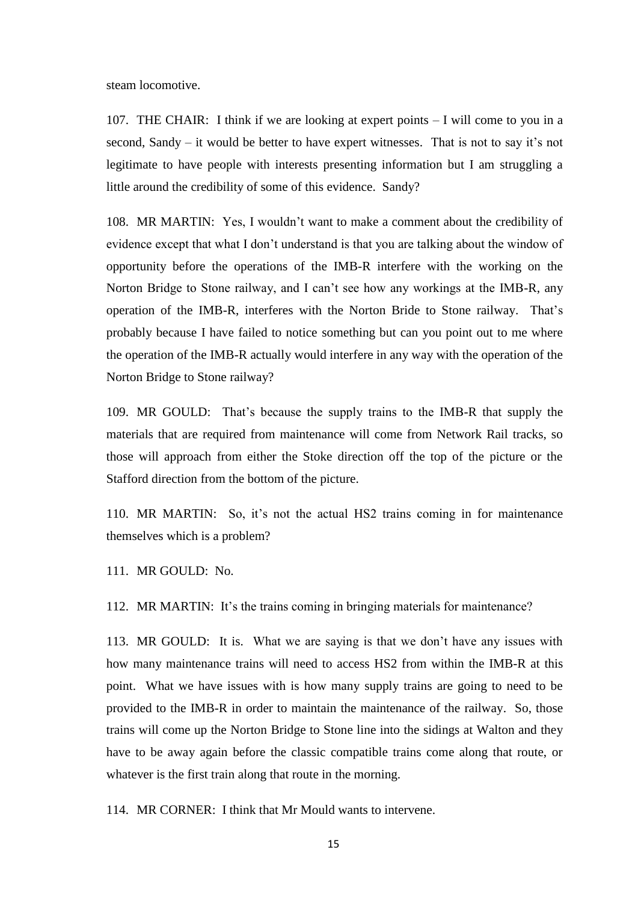steam locomotive.

107. THE CHAIR: I think if we are looking at expert points – I will come to you in a second, Sandy – it would be better to have expert witnesses. That is not to say it's not legitimate to have people with interests presenting information but I am struggling a little around the credibility of some of this evidence. Sandy?

108. MR MARTIN: Yes, I wouldn't want to make a comment about the credibility of evidence except that what I don't understand is that you are talking about the window of opportunity before the operations of the IMB-R interfere with the working on the Norton Bridge to Stone railway, and I can't see how any workings at the IMB-R, any operation of the IMB-R, interferes with the Norton Bride to Stone railway. That's probably because I have failed to notice something but can you point out to me where the operation of the IMB-R actually would interfere in any way with the operation of the Norton Bridge to Stone railway?

109. MR GOULD: That's because the supply trains to the IMB-R that supply the materials that are required from maintenance will come from Network Rail tracks, so those will approach from either the Stoke direction off the top of the picture or the Stafford direction from the bottom of the picture.

110. MR MARTIN: So, it's not the actual HS2 trains coming in for maintenance themselves which is a problem?

111. MR GOULD: No.

112. MR MARTIN: It's the trains coming in bringing materials for maintenance?

113. MR GOULD: It is. What we are saying is that we don't have any issues with how many maintenance trains will need to access HS2 from within the IMB-R at this point. What we have issues with is how many supply trains are going to need to be provided to the IMB-R in order to maintain the maintenance of the railway. So, those trains will come up the Norton Bridge to Stone line into the sidings at Walton and they have to be away again before the classic compatible trains come along that route, or whatever is the first train along that route in the morning.

114. MR CORNER: I think that Mr Mould wants to intervene.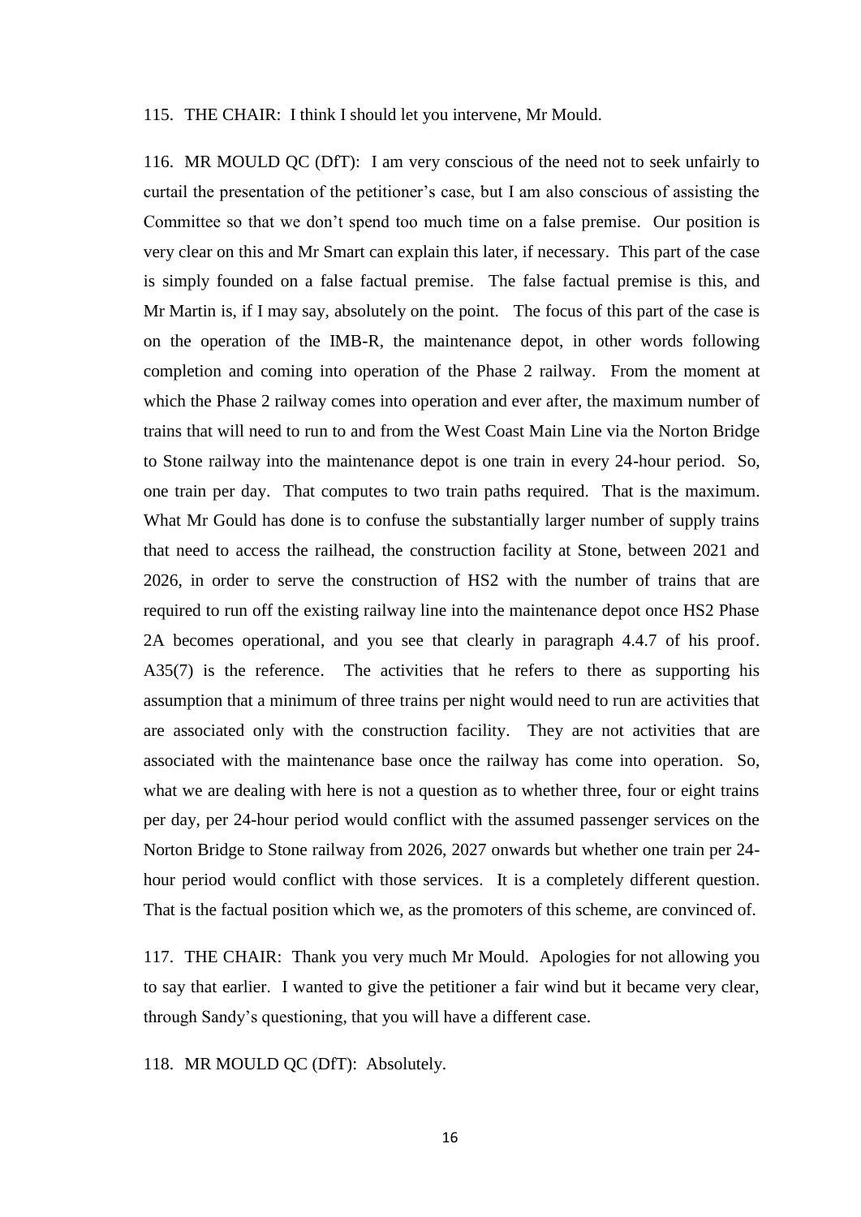115. THE CHAIR: I think I should let you intervene, Mr Mould.

116. MR MOULD QC (DfT): I am very conscious of the need not to seek unfairly to curtail the presentation of the petitioner's case, but I am also conscious of assisting the Committee so that we don't spend too much time on a false premise. Our position is very clear on this and Mr Smart can explain this later, if necessary. This part of the case is simply founded on a false factual premise. The false factual premise is this, and Mr Martin is, if I may say, absolutely on the point. The focus of this part of the case is on the operation of the IMB-R, the maintenance depot, in other words following completion and coming into operation of the Phase 2 railway. From the moment at which the Phase 2 railway comes into operation and ever after, the maximum number of trains that will need to run to and from the West Coast Main Line via the Norton Bridge to Stone railway into the maintenance depot is one train in every 24-hour period. So, one train per day. That computes to two train paths required. That is the maximum. What Mr Gould has done is to confuse the substantially larger number of supply trains that need to access the railhead, the construction facility at Stone, between 2021 and 2026, in order to serve the construction of HS2 with the number of trains that are required to run off the existing railway line into the maintenance depot once HS2 Phase 2A becomes operational, and you see that clearly in paragraph 4.4.7 of his proof. A35(7) is the reference. The activities that he refers to there as supporting his assumption that a minimum of three trains per night would need to run are activities that are associated only with the construction facility. They are not activities that are associated with the maintenance base once the railway has come into operation. So, what we are dealing with here is not a question as to whether three, four or eight trains per day, per 24-hour period would conflict with the assumed passenger services on the Norton Bridge to Stone railway from 2026, 2027 onwards but whether one train per 24-hour period would conflict with those services. It is a completely different question. That is the factual position which we, as the promoters of this scheme, are convinced of.

117. THE CHAIR: Thank you very much Mr Mould. Apologies for not allowing you to say that earlier. I wanted to give the petitioner a fair wind but it became very clear, through Sandy's questioning, that you will have a different case.

118. MR MOULD QC (DfT): Absolutely.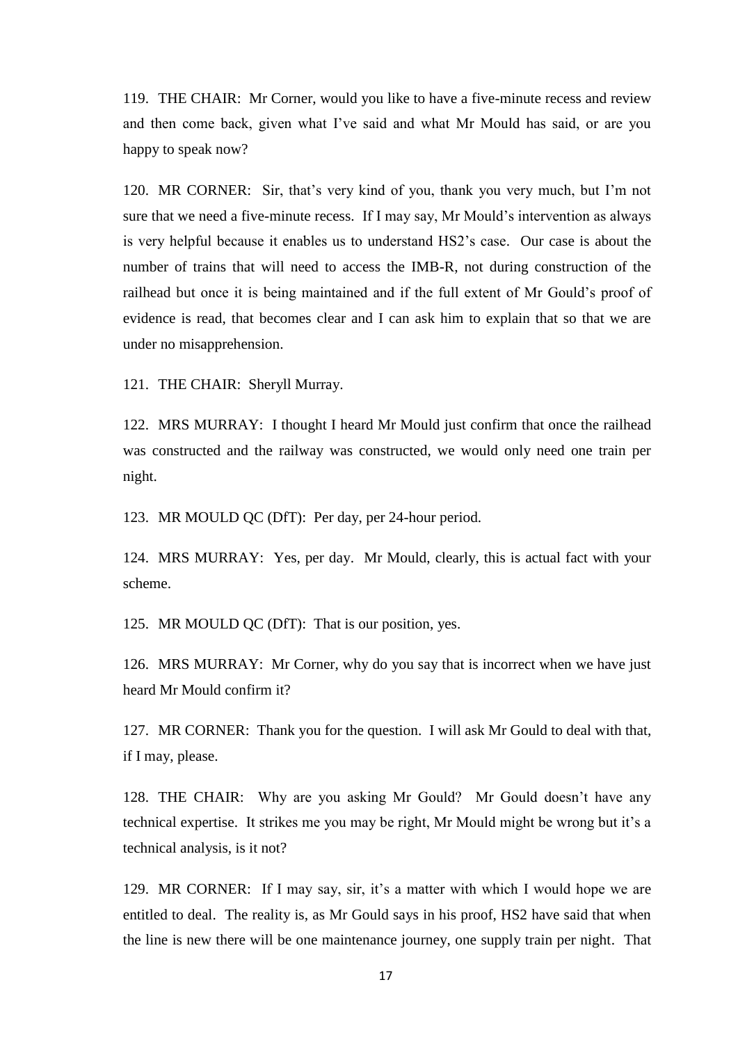119. THE CHAIR: Mr Corner, would you like to have a five-minute recess and review and then come back, given what I've said and what Mr Mould has said, or are you happy to speak now?

120. MR CORNER: Sir, that's very kind of you, thank you very much, but I'm not sure that we need a five-minute recess. If I may say, Mr Mould's intervention as always is very helpful because it enables us to understand HS2's case. Our case is about the number of trains that will need to access the IMB-R, not during construction of the railhead but once it is being maintained and if the full extent of Mr Gould's proof of evidence is read, that becomes clear and I can ask him to explain that so that we are under no misapprehension.

121. THE CHAIR: Sheryll Murray.

122. MRS MURRAY: I thought I heard Mr Mould just confirm that once the railhead was constructed and the railway was constructed, we would only need one train per night.

123. MR MOULD QC (DfT): Per day, per 24-hour period.

124. MRS MURRAY: Yes, per day. Mr Mould, clearly, this is actual fact with your scheme.

125. MR MOULD QC (DfT): That is our position, yes.

126. MRS MURRAY: Mr Corner, why do you say that is incorrect when we have just heard Mr Mould confirm it?

127. MR CORNER: Thank you for the question. I will ask Mr Gould to deal with that, if I may, please.

128. THE CHAIR: Why are you asking Mr Gould? Mr Gould doesn't have any technical expertise. It strikes me you may be right, Mr Mould might be wrong but it's a technical analysis, is it not?

129. MR CORNER: If I may say, sir, it's a matter with which I would hope we are entitled to deal. The reality is, as Mr Gould says in his proof, HS2 have said that when the line is new there will be one maintenance journey, one supply train per night. That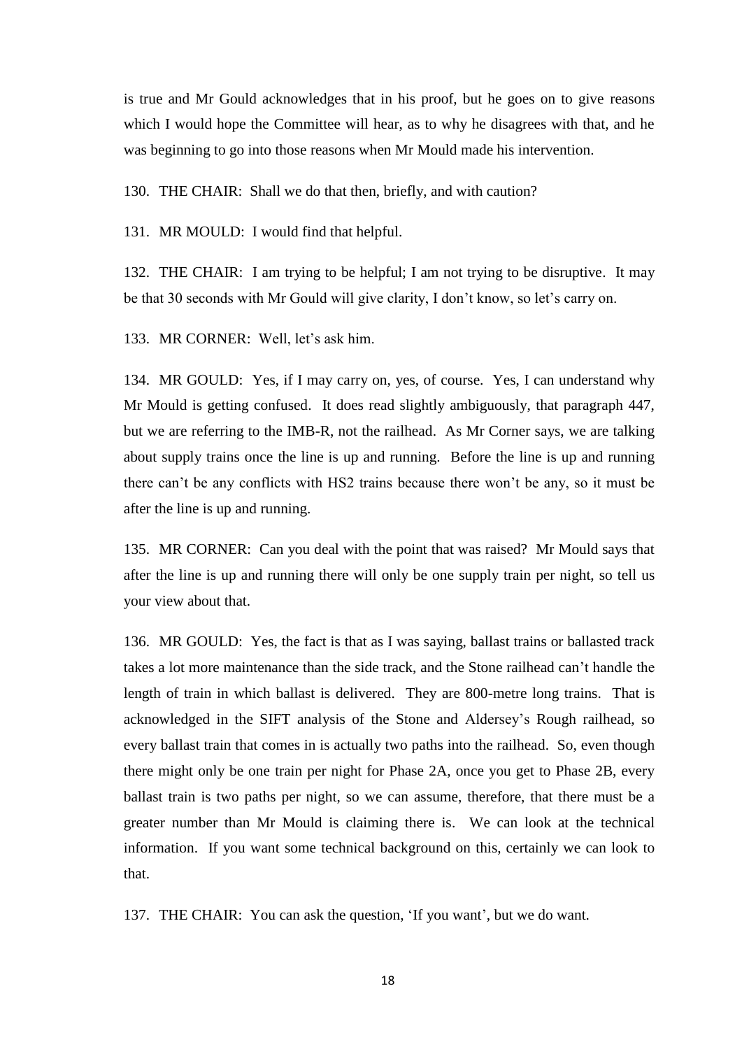is true and Mr Gould acknowledges that in his proof, but he goes on to give reasons which I would hope the Committee will hear, as to why he disagrees with that, and he was beginning to go into those reasons when Mr Mould made his intervention.

130. THE CHAIR: Shall we do that then, briefly, and with caution?

131. MR MOULD: I would find that helpful.

132. THE CHAIR: I am trying to be helpful; I am not trying to be disruptive. It may be that 30 seconds with Mr Gould will give clarity, I don't know, so let's carry on.

133. MR CORNER: Well, let's ask him.

134. MR GOULD: Yes, if I may carry on, yes, of course. Yes, I can understand why Mr Mould is getting confused. It does read slightly ambiguously, that paragraph 447, but we are referring to the IMB-R, not the railhead. As Mr Corner says, we are talking about supply trains once the line is up and running. Before the line is up and running there can't be any conflicts with HS2 trains because there won't be any, so it must be after the line is up and running.

135. MR CORNER: Can you deal with the point that was raised? Mr Mould says that after the line is up and running there will only be one supply train per night, so tell us your view about that.

136. MR GOULD: Yes, the fact is that as I was saying, ballast trains or ballasted track takes a lot more maintenance than the side track, and the Stone railhead can't handle the length of train in which ballast is delivered. They are 800-metre long trains. That is acknowledged in the SIFT analysis of the Stone and Aldersey's Rough railhead, so every ballast train that comes in is actually two paths into the railhead. So, even though there might only be one train per night for Phase 2A, once you get to Phase 2B, every ballast train is two paths per night, so we can assume, therefore, that there must be a greater number than Mr Mould is claiming there is. We can look at the technical information. If you want some technical background on this, certainly we can look to that.

137. THE CHAIR: You can ask the question, 'If you want', but we do want.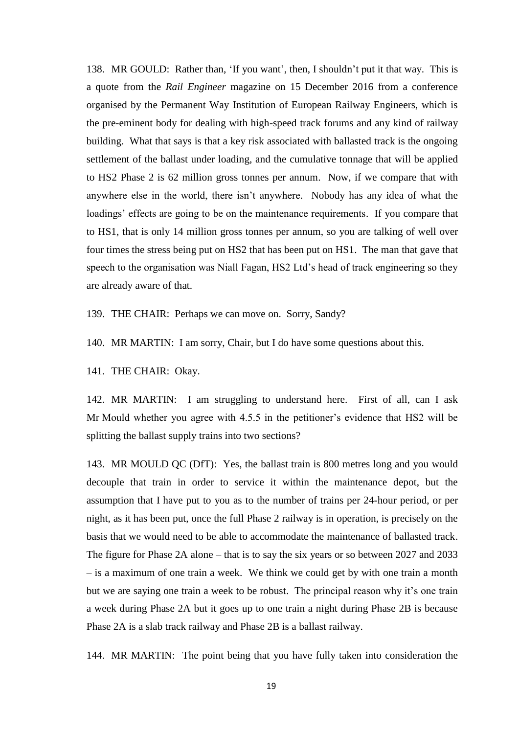138. MR GOULD: Rather than, 'If you want', then, I shouldn't put it that way. This is a quote from the *Rail Engineer* magazine on 15 December 2016 from a conference organised by the Permanent Way Institution of European Railway Engineers, which is the pre-eminent body for dealing with high-speed track forums and any kind of railway building. What that says is that a key risk associated with ballasted track is the ongoing settlement of the ballast under loading, and the cumulative tonnage that will be applied to HS2 Phase 2 is 62 million gross tonnes per annum. Now, if we compare that with anywhere else in the world, there isn't anywhere. Nobody has any idea of what the loadings' effects are going to be on the maintenance requirements. If you compare that to HS1, that is only 14 million gross tonnes per annum, so you are talking of well over four times the stress being put on HS2 that has been put on HS1. The man that gave that speech to the organisation was Niall Fagan, HS2 Ltd's head of track engineering so they are already aware of that.

139. THE CHAIR: Perhaps we can move on. Sorry, Sandy?

140. MR MARTIN: I am sorry, Chair, but I do have some questions about this.

141. THE CHAIR: Okay.

142. MR MARTIN: I am struggling to understand here. First of all, can I ask Mr Mould whether you agree with 4.5.5 in the petitioner's evidence that HS2 will be splitting the ballast supply trains into two sections?

143. MR MOULD QC (DfT): Yes, the ballast train is 800 metres long and you would decouple that train in order to service it within the maintenance depot, but the assumption that I have put to you as to the number of trains per 24-hour period, or per night, as it has been put, once the full Phase 2 railway is in operation, is precisely on the basis that we would need to be able to accommodate the maintenance of ballasted track. The figure for Phase 2A alone – that is to say the six years or so between 2027 and 2033 – is a maximum of one train a week. We think we could get by with one train a month but we are saying one train a week to be robust. The principal reason why it's one train a week during Phase 2A but it goes up to one train a night during Phase 2B is because Phase 2A is a slab track railway and Phase 2B is a ballast railway.

144. MR MARTIN: The point being that you have fully taken into consideration the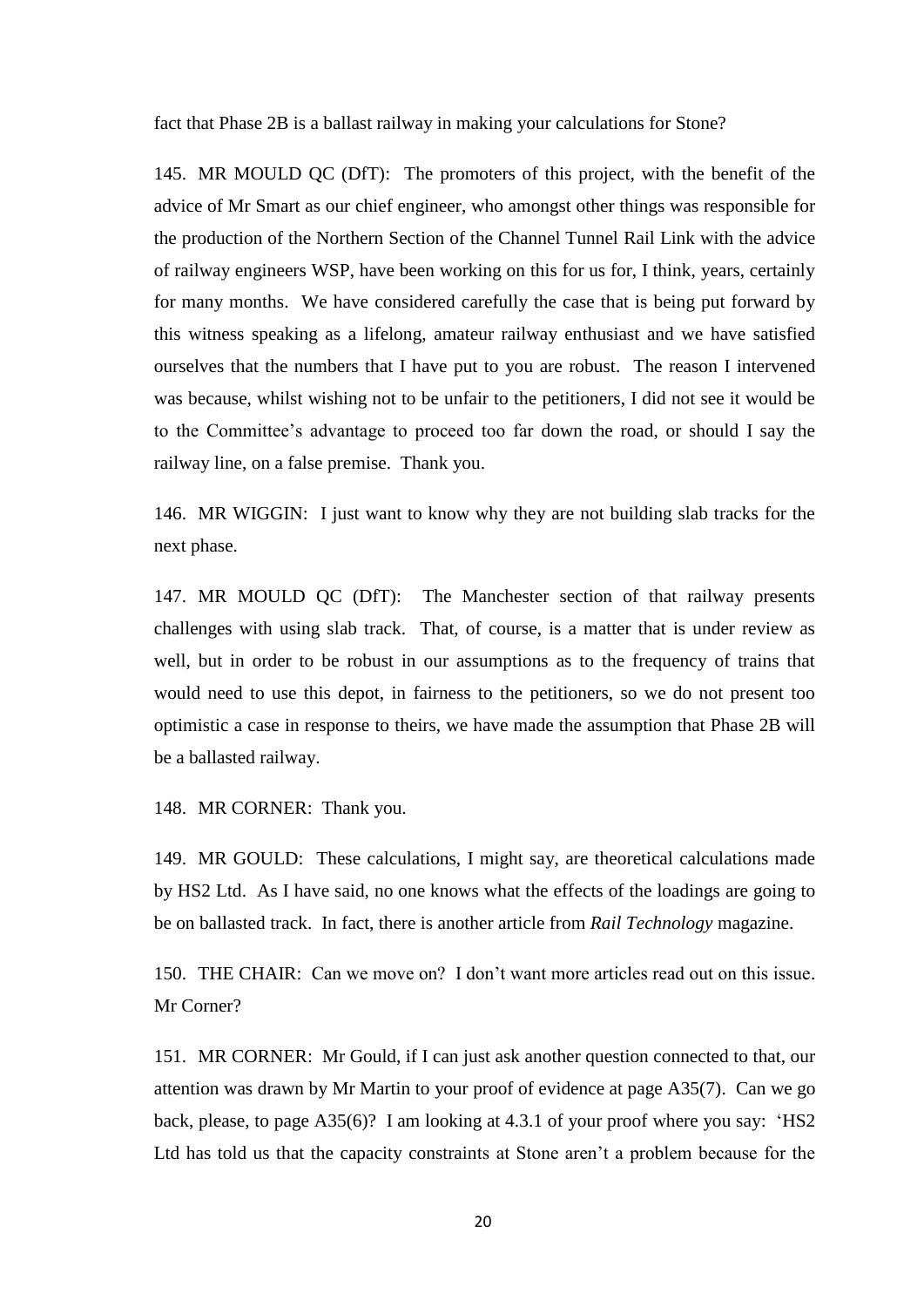fact that Phase 2B is a ballast railway in making your calculations for Stone?

145. MR MOULD QC (DfT): The promoters of this project, with the benefit of the advice of Mr Smart as our chief engineer, who amongst other things was responsible for the production of the Northern Section of the Channel Tunnel Rail Link with the advice of railway engineers WSP, have been working on this for us for, I think, years, certainly for many months. We have considered carefully the case that is being put forward by this witness speaking as a lifelong, amateur railway enthusiast and we have satisfied ourselves that the numbers that I have put to you are robust. The reason I intervened was because, whilst wishing not to be unfair to the petitioners, I did not see it would be to the Committee's advantage to proceed too far down the road, or should I say the railway line, on a false premise. Thank you.

146. MR WIGGIN: I just want to know why they are not building slab tracks for the next phase.

147. MR MOULD QC (DfT): The Manchester section of that railway presents challenges with using slab track. That, of course, is a matter that is under review as well, but in order to be robust in our assumptions as to the frequency of trains that would need to use this depot, in fairness to the petitioners, so we do not present too optimistic a case in response to theirs, we have made the assumption that Phase 2B will be a ballasted railway.

148. MR CORNER: Thank you.

149. MR GOULD: These calculations, I might say, are theoretical calculations made by HS2 Ltd. As I have said, no one knows what the effects of the loadings are going to be on ballasted track. In fact, there is another article from *Rail Technology* magazine.

150. THE CHAIR: Can we move on? I don't want more articles read out on this issue. Mr Corner?

151. MR CORNER: Mr Gould, if I can just ask another question connected to that, our attention was drawn by Mr Martin to your proof of evidence at page A35(7). Can we go back, please, to page A35(6)? I am looking at 4.3.1 of your proof where you say: 'HS2 Ltd has told us that the capacity constraints at Stone aren't a problem because for the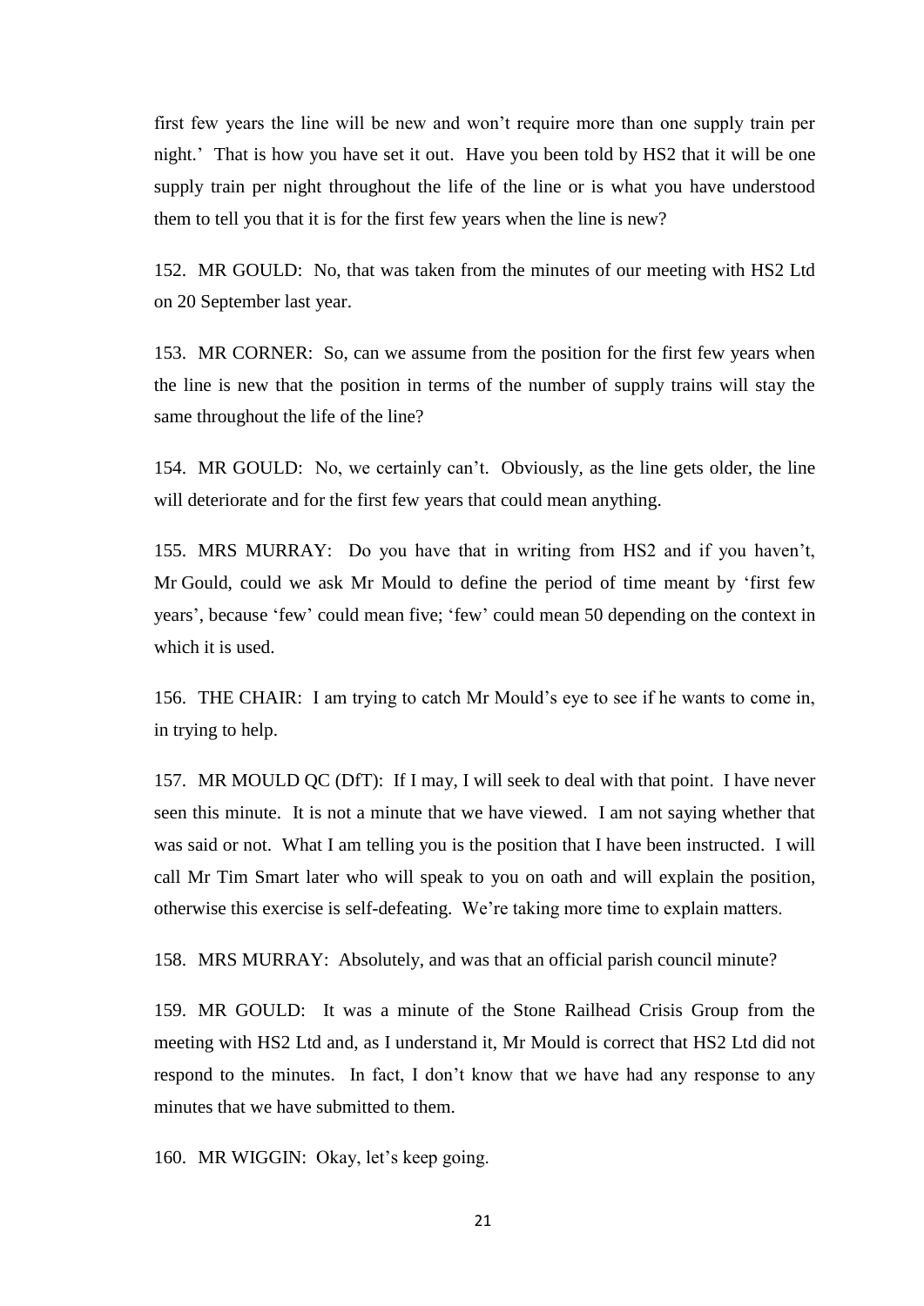first few years the line will be new and won't require more than one supply train per night.' That is how you have set it out. Have you been told by HS2 that it will be one supply train per night throughout the life of the line or is what you have understood them to tell you that it is for the first few years when the line is new?

152. MR GOULD: No, that was taken from the minutes of our meeting with HS2 Ltd on 20 September last year.

153. MR CORNER: So, can we assume from the position for the first few years when the line is new that the position in terms of the number of supply trains will stay the same throughout the life of the line?

154. MR GOULD: No, we certainly can't. Obviously, as the line gets older, the line will deteriorate and for the first few years that could mean anything.

155. MRS MURRAY: Do you have that in writing from HS2 and if you haven't, Mr Gould, could we ask Mr Mould to define the period of time meant by 'first few years', because 'few' could mean five; 'few' could mean 50 depending on the context in which it is used.

156. THE CHAIR: I am trying to catch Mr Mould's eye to see if he wants to come in, in trying to help.

157. MR MOULD QC (DfT): If I may, I will seek to deal with that point. I have never seen this minute. It is not a minute that we have viewed. I am not saying whether that was said or not. What I am telling you is the position that I have been instructed. I will call Mr Tim Smart later who will speak to you on oath and will explain the position, otherwise this exercise is self-defeating. We're taking more time to explain matters.

158. MRS MURRAY: Absolutely, and was that an official parish council minute?

159. MR GOULD: It was a minute of the Stone Railhead Crisis Group from the meeting with HS2 Ltd and, as I understand it, Mr Mould is correct that HS2 Ltd did not respond to the minutes. In fact, I don't know that we have had any response to any minutes that we have submitted to them.

160. MR WIGGIN: Okay, let's keep going.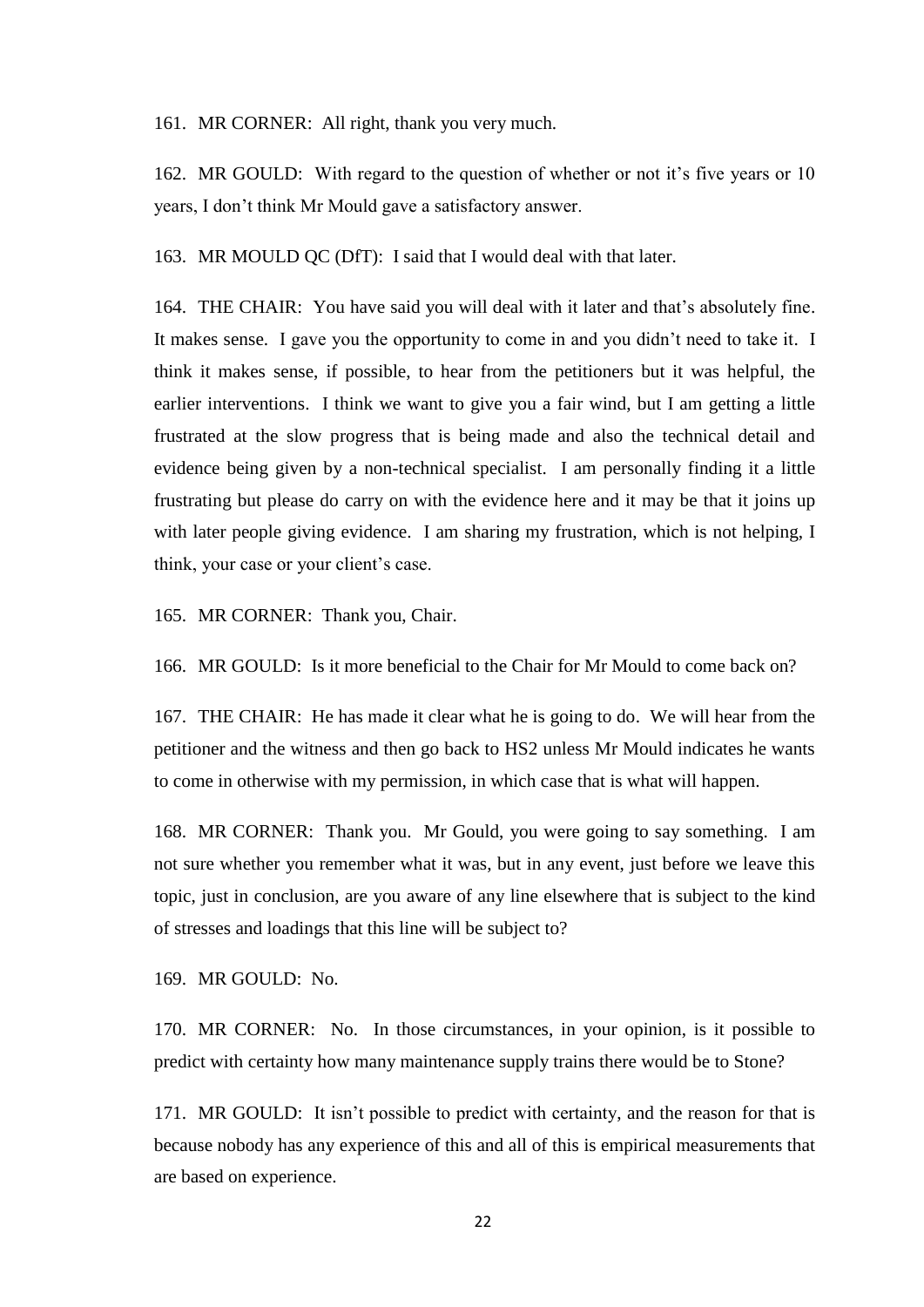161. MR CORNER: All right, thank you very much.

162. MR GOULD: With regard to the question of whether or not it's five years or 10 years, I don't think Mr Mould gave a satisfactory answer.

163. MR MOULD QC (DfT): I said that I would deal with that later.

164. THE CHAIR: You have said you will deal with it later and that's absolutely fine. It makes sense. I gave you the opportunity to come in and you didn't need to take it. I think it makes sense, if possible, to hear from the petitioners but it was helpful, the earlier interventions. I think we want to give you a fair wind, but I am getting a little frustrated at the slow progress that is being made and also the technical detail and evidence being given by a non-technical specialist. I am personally finding it a little frustrating but please do carry on with the evidence here and it may be that it joins up with later people giving evidence. I am sharing my frustration, which is not helping, I think, your case or your client's case.

165. MR CORNER: Thank you, Chair.

166. MR GOULD: Is it more beneficial to the Chair for Mr Mould to come back on?

167. THE CHAIR: He has made it clear what he is going to do. We will hear from the petitioner and the witness and then go back to HS2 unless Mr Mould indicates he wants to come in otherwise with my permission, in which case that is what will happen.

168. MR CORNER: Thank you. Mr Gould, you were going to say something. I am not sure whether you remember what it was, but in any event, just before we leave this topic, just in conclusion, are you aware of any line elsewhere that is subject to the kind of stresses and loadings that this line will be subject to?

169. MR GOULD: No.

170. MR CORNER: No. In those circumstances, in your opinion, is it possible to predict with certainty how many maintenance supply trains there would be to Stone?

171. MR GOULD: It isn't possible to predict with certainty, and the reason for that is because nobody has any experience of this and all of this is empirical measurements that are based on experience.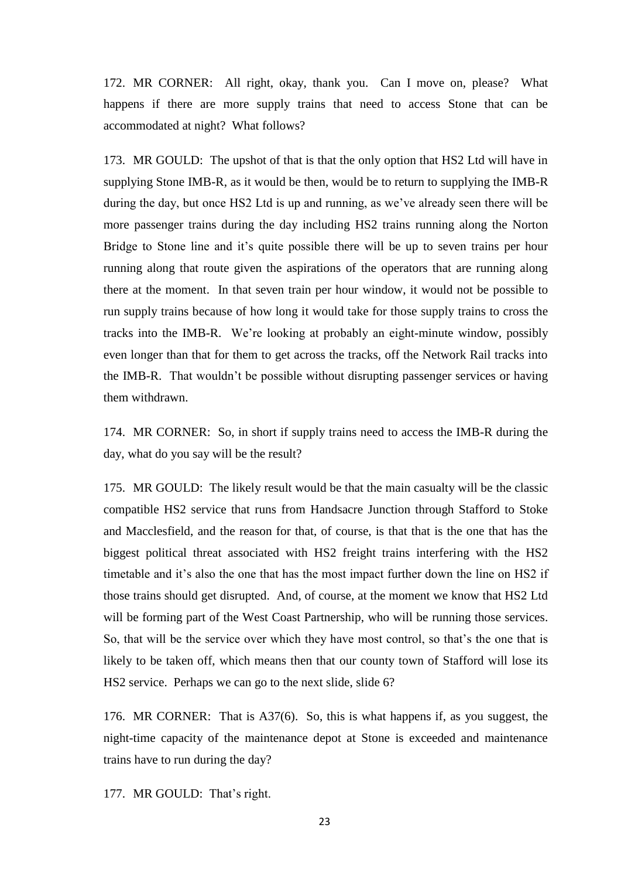172. MR CORNER: All right, okay, thank you. Can I move on, please? What happens if there are more supply trains that need to access Stone that can be accommodated at night? What follows?

173. MR GOULD: The upshot of that is that the only option that HS2 Ltd will have in supplying Stone IMB-R, as it would be then, would be to return to supplying the IMB-R during the day, but once HS2 Ltd is up and running, as we've already seen there will be more passenger trains during the day including HS2 trains running along the Norton Bridge to Stone line and it's quite possible there will be up to seven trains per hour running along that route given the aspirations of the operators that are running along there at the moment. In that seven train per hour window, it would not be possible to run supply trains because of how long it would take for those supply trains to cross the tracks into the IMB-R. We're looking at probably an eight-minute window, possibly even longer than that for them to get across the tracks, off the Network Rail tracks into the IMB-R. That wouldn't be possible without disrupting passenger services or having them withdrawn.

174. MR CORNER: So, in short if supply trains need to access the IMB-R during the day, what do you say will be the result?

175. MR GOULD: The likely result would be that the main casualty will be the classic compatible HS2 service that runs from Handsacre Junction through Stafford to Stoke and Macclesfield, and the reason for that, of course, is that that is the one that has the biggest political threat associated with HS2 freight trains interfering with the HS2 timetable and it's also the one that has the most impact further down the line on HS2 if those trains should get disrupted. And, of course, at the moment we know that HS2 Ltd will be forming part of the West Coast Partnership, who will be running those services. So, that will be the service over which they have most control, so that's the one that is likely to be taken off, which means then that our county town of Stafford will lose its HS2 service. Perhaps we can go to the next slide, slide 6?

176. MR CORNER: That is A37(6). So, this is what happens if, as you suggest, the night-time capacity of the maintenance depot at Stone is exceeded and maintenance trains have to run during the day?

177. MR GOULD: That's right.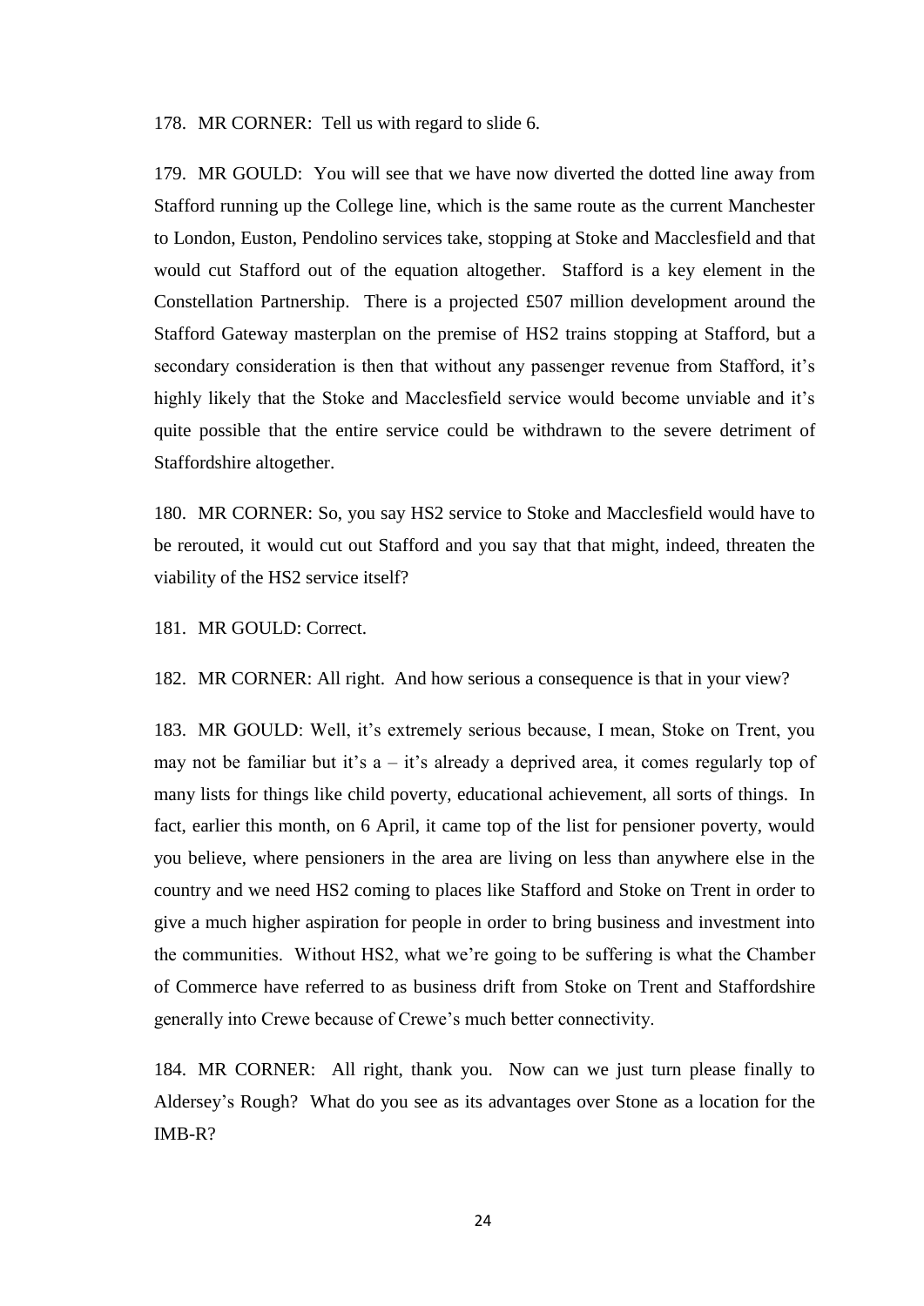178. MR CORNER: Tell us with regard to slide 6.

179. MR GOULD: You will see that we have now diverted the dotted line away from Stafford running up the College line, which is the same route as the current Manchester to London, Euston, Pendolino services take, stopping at Stoke and Macclesfield and that would cut Stafford out of the equation altogether. Stafford is a key element in the Constellation Partnership. There is a projected £507 million development around the Stafford Gateway masterplan on the premise of HS2 trains stopping at Stafford, but a secondary consideration is then that without any passenger revenue from Stafford, it's highly likely that the Stoke and Macclesfield service would become unviable and it's quite possible that the entire service could be withdrawn to the severe detriment of Staffordshire altogether.

180. MR CORNER: So, you say HS2 service to Stoke and Macclesfield would have to be rerouted, it would cut out Stafford and you say that that might, indeed, threaten the viability of the HS2 service itself?

181. MR GOULD: Correct.

182. MR CORNER: All right. And how serious a consequence is that in your view?

183. MR GOULD: Well, it's extremely serious because, I mean, Stoke on Trent, you may not be familiar but it's a – it's already a deprived area, it comes regularly top of many lists for things like child poverty, educational achievement, all sorts of things. In fact, earlier this month, on 6 April, it came top of the list for pensioner poverty, would you believe, where pensioners in the area are living on less than anywhere else in the country and we need HS2 coming to places like Stafford and Stoke on Trent in order to give a much higher aspiration for people in order to bring business and investment into the communities. Without HS2, what we're going to be suffering is what the Chamber of Commerce have referred to as business drift from Stoke on Trent and Staffordshire generally into Crewe because of Crewe's much better connectivity.

184. MR CORNER: All right, thank you. Now can we just turn please finally to Aldersey's Rough? What do you see as its advantages over Stone as a location for the IMB-R?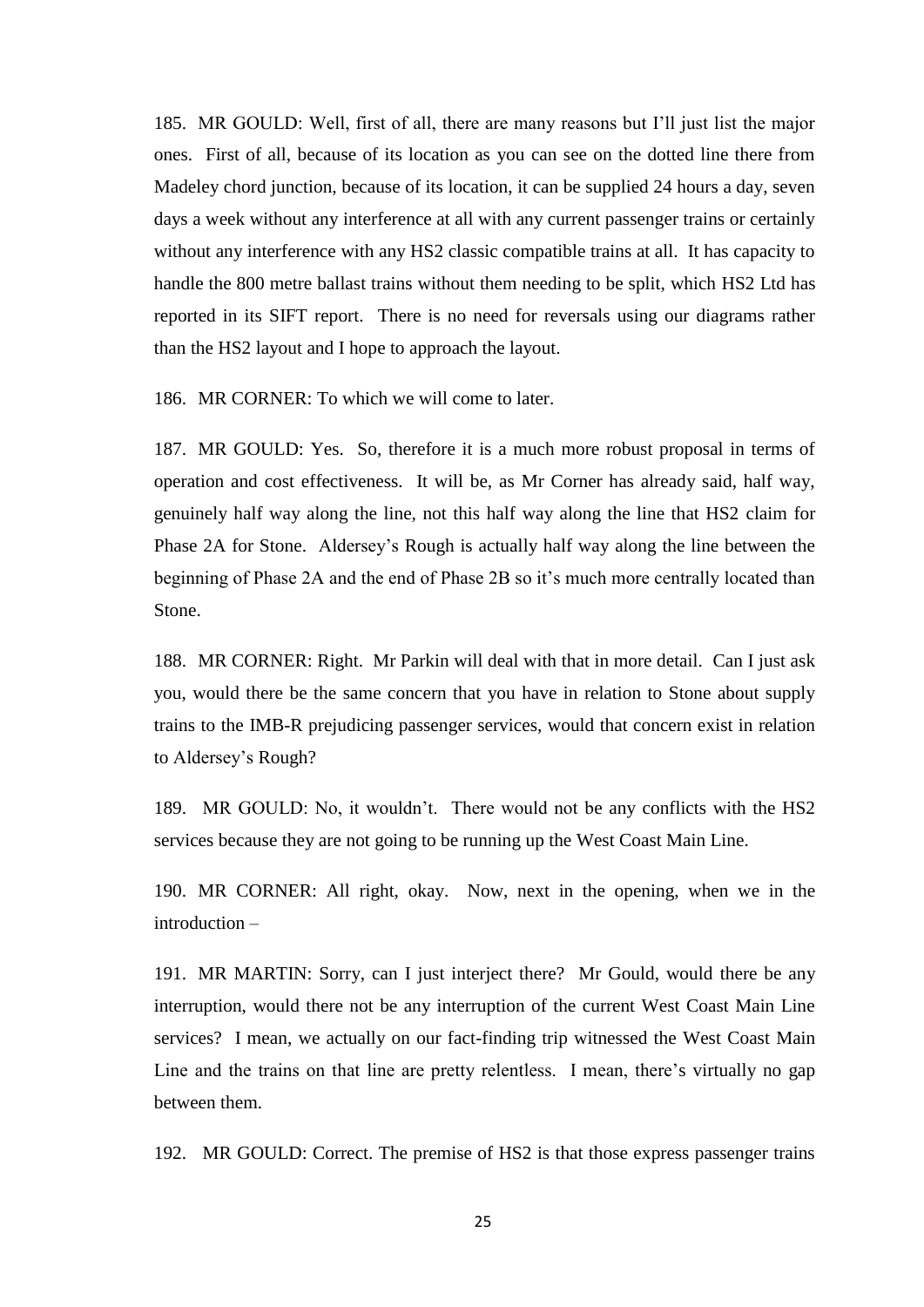185. MR GOULD: Well, first of all, there are many reasons but I'll just list the major ones. First of all, because of its location as you can see on the dotted line there from Madeley chord junction, because of its location, it can be supplied 24 hours a day, seven days a week without any interference at all with any current passenger trains or certainly without any interference with any HS2 classic compatible trains at all. It has capacity to handle the 800 metre ballast trains without them needing to be split, which HS2 Ltd has reported in its SIFT report. There is no need for reversals using our diagrams rather than the HS2 layout and I hope to approach the layout.

186. MR CORNER: To which we will come to later.

187. MR GOULD: Yes. So, therefore it is a much more robust proposal in terms of operation and cost effectiveness. It will be, as Mr Corner has already said, half way, genuinely half way along the line, not this half way along the line that HS2 claim for Phase 2A for Stone. Aldersey's Rough is actually half way along the line between the beginning of Phase 2A and the end of Phase 2B so it's much more centrally located than Stone.

188. MR CORNER: Right. Mr Parkin will deal with that in more detail. Can I just ask you, would there be the same concern that you have in relation to Stone about supply trains to the IMB-R prejudicing passenger services, would that concern exist in relation to Aldersey's Rough?

189. MR GOULD: No, it wouldn't. There would not be any conflicts with the HS2 services because they are not going to be running up the West Coast Main Line.

190. MR CORNER: All right, okay. Now, next in the opening, when we in the introduction –

191. MR MARTIN: Sorry, can I just interject there? Mr Gould, would there be any interruption, would there not be any interruption of the current West Coast Main Line services? I mean, we actually on our fact-finding trip witnessed the West Coast Main Line and the trains on that line are pretty relentless. I mean, there's virtually no gap between them.

192. MR GOULD: Correct. The premise of HS2 is that those express passenger trains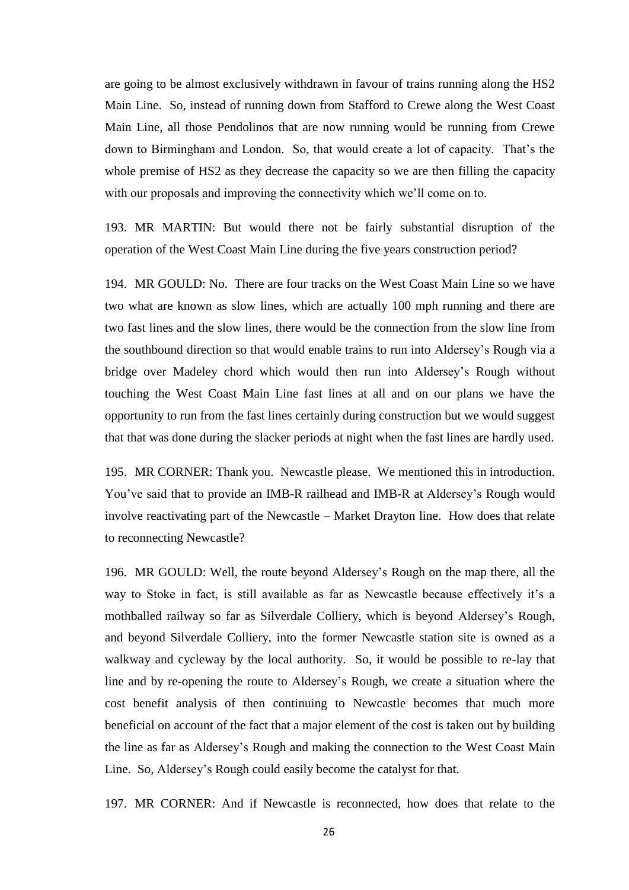are going to be almost exclusively withdrawn in favour of trains running along the HS2 Main Line. So, instead of running down from Stafford to Crewe along the West Coast Main Line, all those Pendolinos that are now running would be running from Crewe down to Birmingham and London. So, that would create a lot of capacity. That's the whole premise of HS2 as they decrease the capacity so we are then filling the capacity with our proposals and improving the connectivity which we'll come on to.

193. MR MARTIN: But would there not be fairly substantial disruption of the operation of the West Coast Main Line during the five years construction period?

194. MR GOULD: No. There are four tracks on the West Coast Main Line so we have two what are known as slow lines, which are actually 100 mph running and there are two fast lines and the slow lines, there would be the connection from the slow line from the southbound direction so that would enable trains to run into Aldersey's Rough via a bridge over Madeley chord which would then run into Aldersey's Rough without touching the West Coast Main Line fast lines at all and on our plans we have the opportunity to run from the fast lines certainly during construction but we would suggest that that was done during the slacker periods at night when the fast lines are hardly used.

195. MR CORNER: Thank you. Newcastle please. We mentioned this in introduction. You've said that to provide an IMB-R railhead and IMB-R at Aldersey's Rough would involve reactivating part of the Newcastle – Market Drayton line. How does that relate to reconnecting Newcastle?

196. MR GOULD: Well, the route beyond Aldersey's Rough on the map there, all the way to Stoke in fact, is still available as far as Newcastle because effectively it's a mothballed railway so far as Silverdale Colliery, which is beyond Aldersey's Rough, and beyond Silverdale Colliery, into the former Newcastle station site is owned as a walkway and cycleway by the local authority. So, it would be possible to re-lay that line and by re-opening the route to Aldersey's Rough, we create a situation where the cost benefit analysis of then continuing to Newcastle becomes that much more beneficial on account of the fact that a major element of the cost is taken out by building the line as far as Aldersey's Rough and making the connection to the West Coast Main Line. So, Aldersey's Rough could easily become the catalyst for that.

197. MR CORNER: And if Newcastle is reconnected, how does that relate to the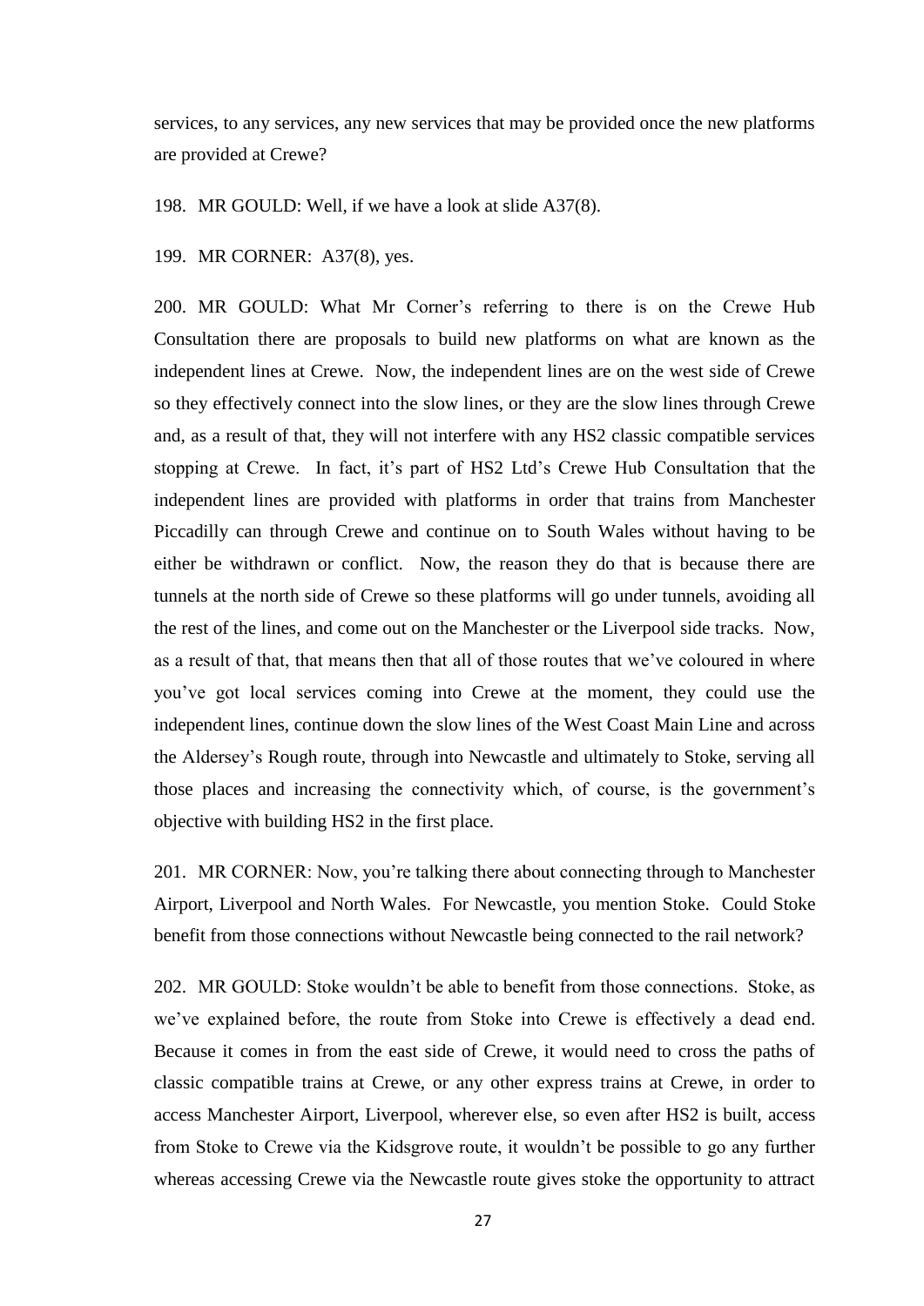services, to any services, any new services that may be provided once the new platforms are provided at Crewe?

198. MR GOULD: Well, if we have a look at slide A37(8).

199. MR CORNER: A37(8), yes.

200. MR GOULD: What Mr Corner's referring to there is on the Crewe Hub Consultation there are proposals to build new platforms on what are known as the independent lines at Crewe. Now, the independent lines are on the west side of Crewe so they effectively connect into the slow lines, or they are the slow lines through Crewe and, as a result of that, they will not interfere with any HS2 classic compatible services stopping at Crewe. In fact, it's part of HS2 Ltd's Crewe Hub Consultation that the independent lines are provided with platforms in order that trains from Manchester Piccadilly can through Crewe and continue on to South Wales without having to be either be withdrawn or conflict. Now, the reason they do that is because there are tunnels at the north side of Crewe so these platforms will go under tunnels, avoiding all the rest of the lines, and come out on the Manchester or the Liverpool side tracks. Now, as a result of that, that means then that all of those routes that we've coloured in where you've got local services coming into Crewe at the moment, they could use the independent lines, continue down the slow lines of the West Coast Main Line and across the Aldersey's Rough route, through into Newcastle and ultimately to Stoke, serving all those places and increasing the connectivity which, of course, is the government's objective with building HS2 in the first place.

201. MR CORNER: Now, you're talking there about connecting through to Manchester Airport, Liverpool and North Wales. For Newcastle, you mention Stoke. Could Stoke benefit from those connections without Newcastle being connected to the rail network?

202. MR GOULD: Stoke wouldn't be able to benefit from those connections. Stoke, as we've explained before, the route from Stoke into Crewe is effectively a dead end. Because it comes in from the east side of Crewe, it would need to cross the paths of classic compatible trains at Crewe, or any other express trains at Crewe, in order to access Manchester Airport, Liverpool, wherever else, so even after HS2 is built, access from Stoke to Crewe via the Kidsgrove route, it wouldn't be possible to go any further whereas accessing Crewe via the Newcastle route gives stoke the opportunity to attract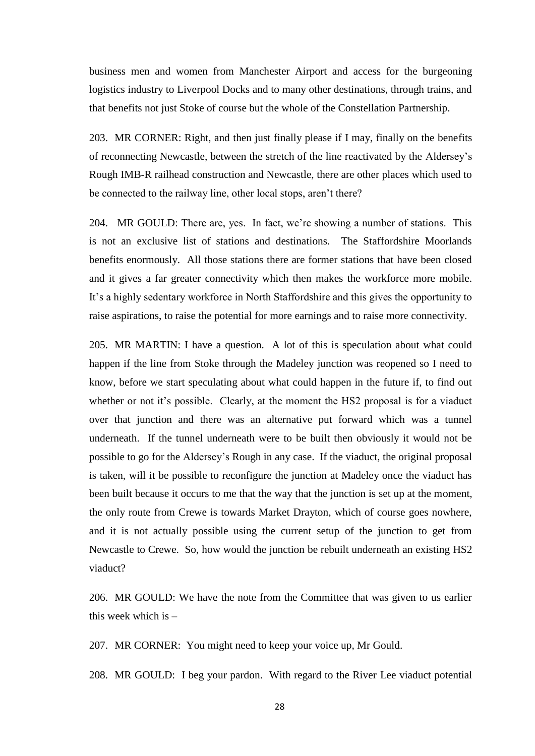business men and women from Manchester Airport and access for the burgeoning logistics industry to Liverpool Docks and to many other destinations, through trains, and that benefits not just Stoke of course but the whole of the Constellation Partnership.

203. MR CORNER: Right, and then just finally please if I may, finally on the benefits of reconnecting Newcastle, between the stretch of the line reactivated by the Aldersey's Rough IMB-R railhead construction and Newcastle, there are other places which used to be connected to the railway line, other local stops, aren't there?

204. MR GOULD: There are, yes. In fact, we're showing a number of stations. This is not an exclusive list of stations and destinations. The Staffordshire Moorlands benefits enormously. All those stations there are former stations that have been closed and it gives a far greater connectivity which then makes the workforce more mobile. It's a highly sedentary workforce in North Staffordshire and this gives the opportunity to raise aspirations, to raise the potential for more earnings and to raise more connectivity.

205. MR MARTIN: I have a question. A lot of this is speculation about what could happen if the line from Stoke through the Madeley junction was reopened so I need to know, before we start speculating about what could happen in the future if, to find out whether or not it's possible. Clearly, at the moment the HS2 proposal is for a viaduct over that junction and there was an alternative put forward which was a tunnel underneath. If the tunnel underneath were to be built then obviously it would not be possible to go for the Aldersey's Rough in any case. If the viaduct, the original proposal is taken, will it be possible to reconfigure the junction at Madeley once the viaduct has been built because it occurs to me that the way that the junction is set up at the moment, the only route from Crewe is towards Market Drayton, which of course goes nowhere, and it is not actually possible using the current setup of the junction to get from Newcastle to Crewe. So, how would the junction be rebuilt underneath an existing HS2 viaduct?

206. MR GOULD: We have the note from the Committee that was given to us earlier this week which is –

207. MR CORNER: You might need to keep your voice up, Mr Gould.

208. MR GOULD: I beg your pardon. With regard to the River Lee viaduct potential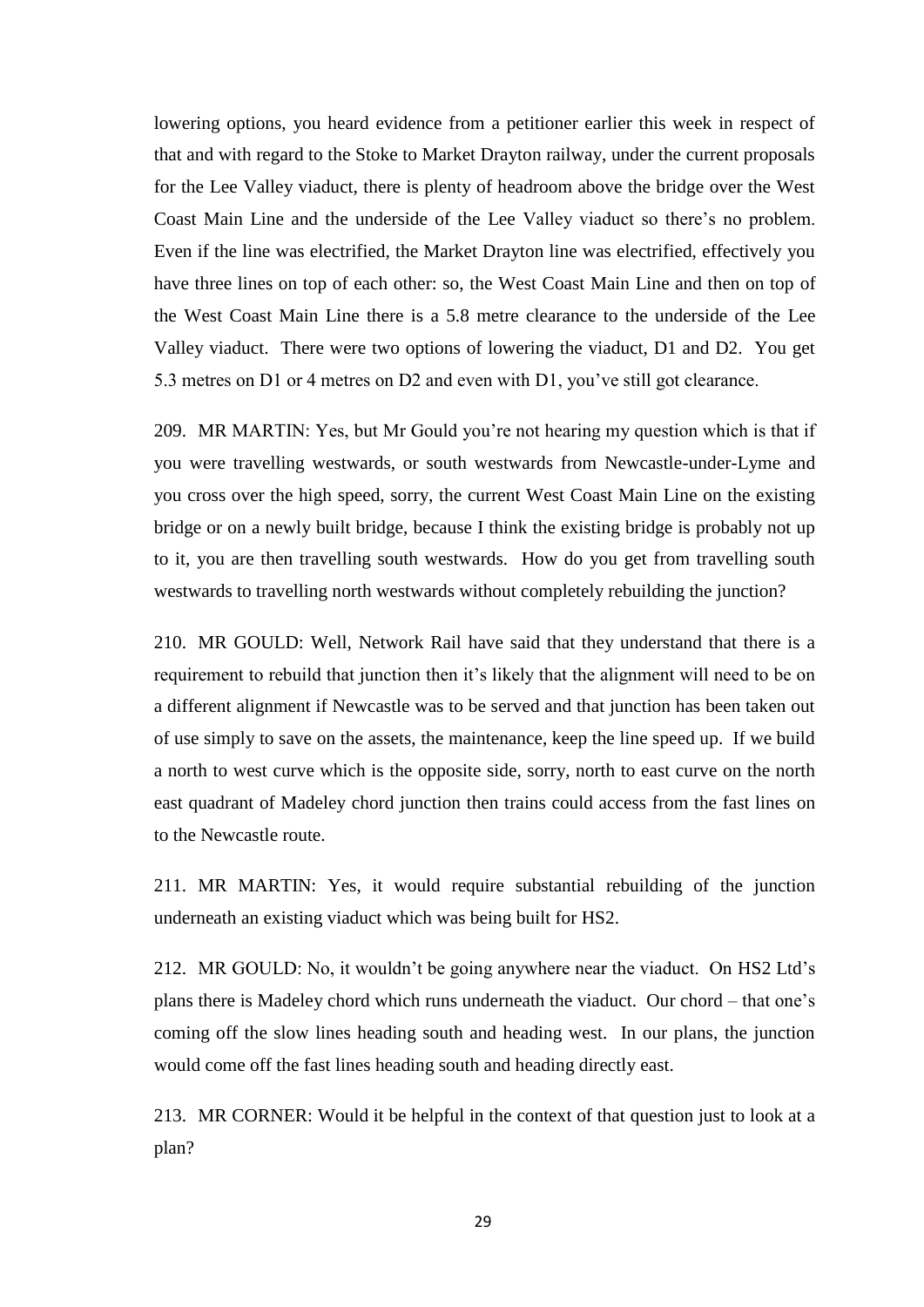lowering options, you heard evidence from a petitioner earlier this week in respect of that and with regard to the Stoke to Market Drayton railway, under the current proposals for the Lee Valley viaduct, there is plenty of headroom above the bridge over the West Coast Main Line and the underside of the Lee Valley viaduct so there's no problem. Even if the line was electrified, the Market Drayton line was electrified, effectively you have three lines on top of each other: so, the West Coast Main Line and then on top of the West Coast Main Line there is a 5.8 metre clearance to the underside of the Lee Valley viaduct. There were two options of lowering the viaduct, D1 and D2. You get 5.3 metres on D1 or 4 metres on D2 and even with D1, you've still got clearance.

209. MR MARTIN: Yes, but Mr Gould you're not hearing my question which is that if you were travelling westwards, or south westwards from Newcastle-under-Lyme and you cross over the high speed, sorry, the current West Coast Main Line on the existing bridge or on a newly built bridge, because I think the existing bridge is probably not up to it, you are then travelling south westwards. How do you get from travelling south westwards to travelling north westwards without completely rebuilding the junction?

210. MR GOULD: Well, Network Rail have said that they understand that there is a requirement to rebuild that junction then it's likely that the alignment will need to be on a different alignment if Newcastle was to be served and that junction has been taken out of use simply to save on the assets, the maintenance, keep the line speed up. If we build a north to west curve which is the opposite side, sorry, north to east curve on the north east quadrant of Madeley chord junction then trains could access from the fast lines on to the Newcastle route.

211. MR MARTIN: Yes, it would require substantial rebuilding of the junction underneath an existing viaduct which was being built for HS2.

212. MR GOULD: No, it wouldn't be going anywhere near the viaduct. On HS2 Ltd's plans there is Madeley chord which runs underneath the viaduct. Our chord – that one's coming off the slow lines heading south and heading west. In our plans, the junction would come off the fast lines heading south and heading directly east.

213. MR CORNER: Would it be helpful in the context of that question just to look at a plan?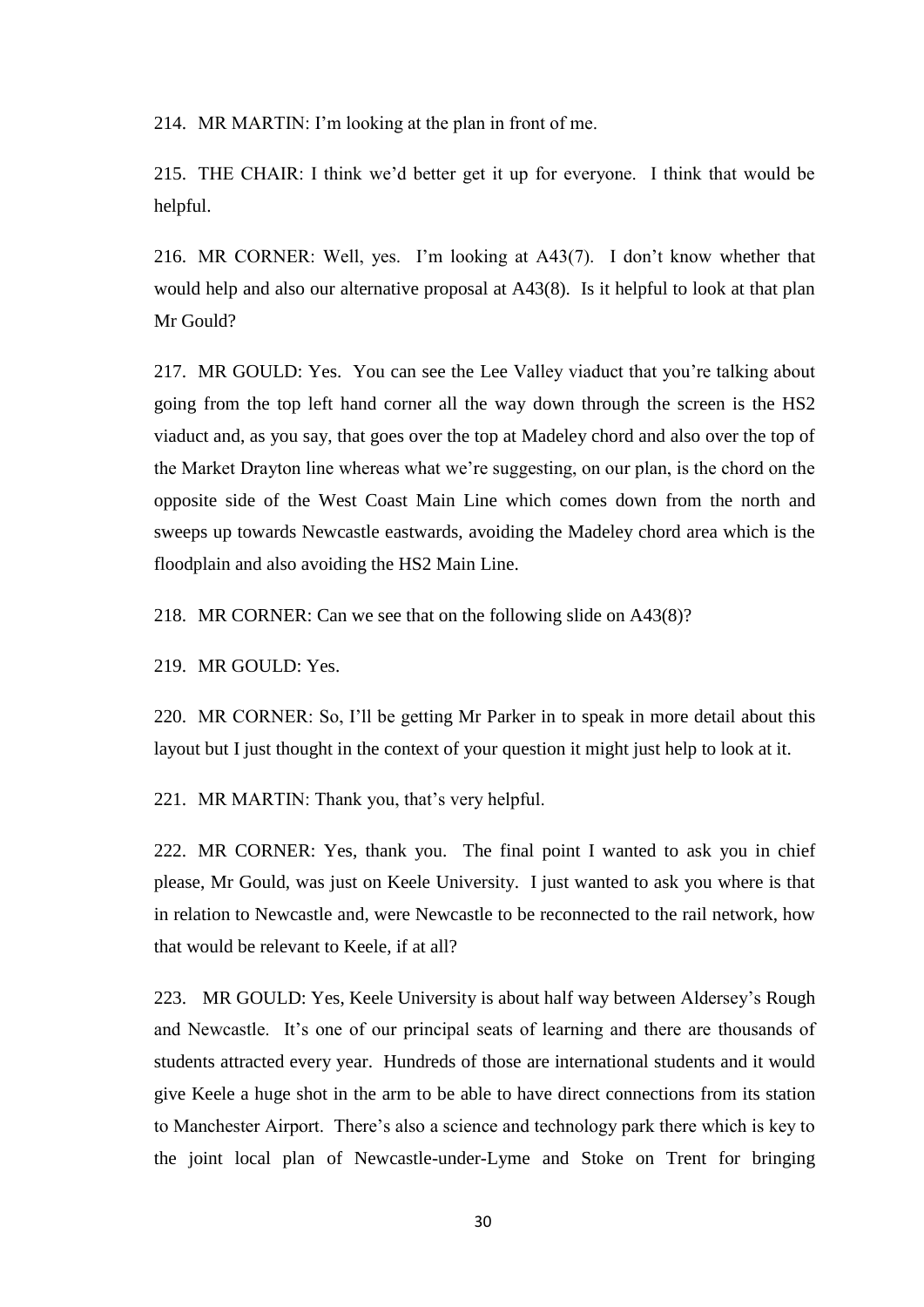214. MR MARTIN: I'm looking at the plan in front of me.

215. THE CHAIR: I think we'd better get it up for everyone. I think that would be helpful.

216. MR CORNER: Well, yes. I'm looking at A43(7). I don't know whether that would help and also our alternative proposal at A43(8). Is it helpful to look at that plan Mr Gould?

217. MR GOULD: Yes. You can see the Lee Valley viaduct that you're talking about going from the top left hand corner all the way down through the screen is the HS2 viaduct and, as you say, that goes over the top at Madeley chord and also over the top of the Market Drayton line whereas what we're suggesting, on our plan, is the chord on the opposite side of the West Coast Main Line which comes down from the north and sweeps up towards Newcastle eastwards, avoiding the Madeley chord area which is the floodplain and also avoiding the HS2 Main Line.

218. MR CORNER: Can we see that on the following slide on A43(8)?

219. MR GOULD: Yes.

220. MR CORNER: So, I'll be getting Mr Parker in to speak in more detail about this layout but I just thought in the context of your question it might just help to look at it.

221. MR MARTIN: Thank you, that's very helpful.

222. MR CORNER: Yes, thank you. The final point I wanted to ask you in chief please, Mr Gould, was just on Keele University. I just wanted to ask you where is that in relation to Newcastle and, were Newcastle to be reconnected to the rail network, how that would be relevant to Keele, if at all?

223. MR GOULD: Yes, Keele University is about half way between Aldersey's Rough and Newcastle. It's one of our principal seats of learning and there are thousands of students attracted every year. Hundreds of those are international students and it would give Keele a huge shot in the arm to be able to have direct connections from its station to Manchester Airport. There's also a science and technology park there which is key to the joint local plan of Newcastle-under-Lyme and Stoke on Trent for bringing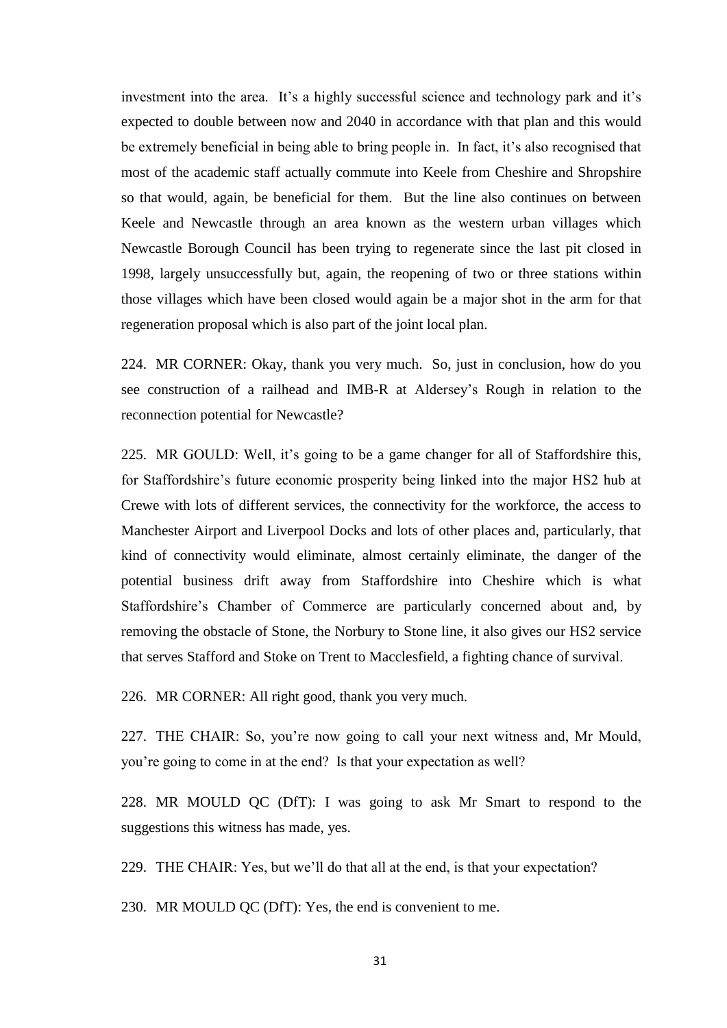investment into the area. It's a highly successful science and technology park and it's expected to double between now and 2040 in accordance with that plan and this would be extremely beneficial in being able to bring people in. In fact, it's also recognised that most of the academic staff actually commute into Keele from Cheshire and Shropshire so that would, again, be beneficial for them. But the line also continues on between Keele and Newcastle through an area known as the western urban villages which Newcastle Borough Council has been trying to regenerate since the last pit closed in 1998, largely unsuccessfully but, again, the reopening of two or three stations within those villages which have been closed would again be a major shot in the arm for that regeneration proposal which is also part of the joint local plan.

224. MR CORNER: Okay, thank you very much. So, just in conclusion, how do you see construction of a railhead and IMB-R at Aldersey's Rough in relation to the reconnection potential for Newcastle?

225. MR GOULD: Well, it's going to be a game changer for all of Staffordshire this, for Staffordshire's future economic prosperity being linked into the major HS2 hub at Crewe with lots of different services, the connectivity for the workforce, the access to Manchester Airport and Liverpool Docks and lots of other places and, particularly, that kind of connectivity would eliminate, almost certainly eliminate, the danger of the potential business drift away from Staffordshire into Cheshire which is what Staffordshire's Chamber of Commerce are particularly concerned about and, by removing the obstacle of Stone, the Norbury to Stone line, it also gives our HS2 service that serves Stafford and Stoke on Trent to Macclesfield, a fighting chance of survival.

226. MR CORNER: All right good, thank you very much.

227. THE CHAIR: So, you're now going to call your next witness and, Mr Mould, you're going to come in at the end? Is that your expectation as well?

228. MR MOULD QC (DfT): I was going to ask Mr Smart to respond to the suggestions this witness has made, yes.

229. THE CHAIR: Yes, but we'll do that all at the end, is that your expectation?

230. MR MOULD QC (DfT): Yes, the end is convenient to me.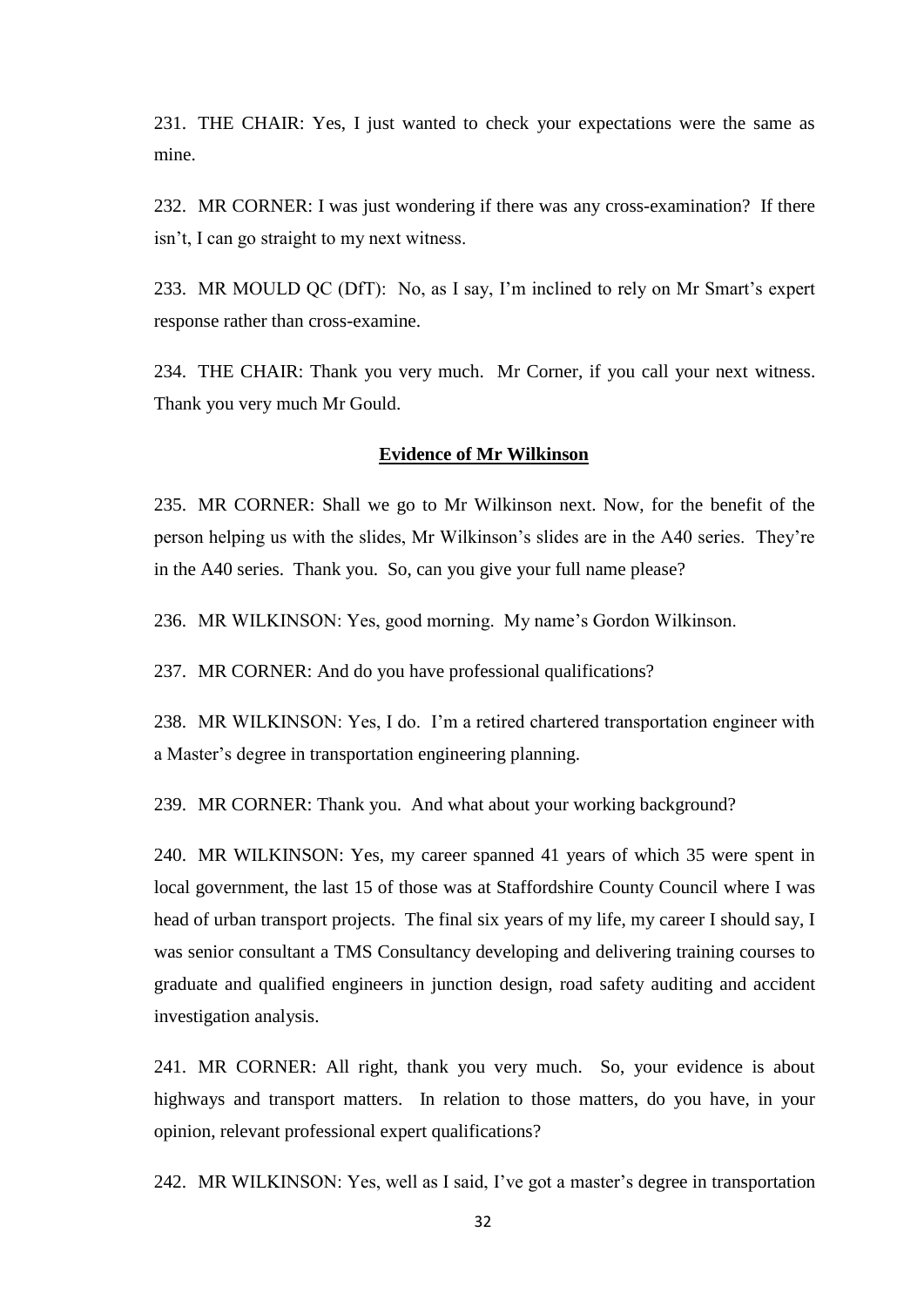231. THE CHAIR: Yes, I just wanted to check your expectations were the same as mine.

232. MR CORNER: I was just wondering if there was any cross-examination? If there isn't, I can go straight to my next witness.

233. MR MOULD QC (DfT): No, as I say, I'm inclined to rely on Mr Smart's expert response rather than cross-examine.

234. THE CHAIR: Thank you very much. Mr Corner, if you call your next witness. Thank you very much Mr Gould.

### Evidence of Mr Wilkinson

235. MR CORNER: Shall we go to Mr Wilkinson next. Now, for the benefit of the person helping us with the slides, Mr Wilkinson's slides are in the A40 series. They're in the A40 series. Thank you. So, can you give your full name please?

236. MR WILKINSON: Yes, good morning. My name's Gordon Wilkinson.

237. MR CORNER: And do you have professional qualifications?

238. MR WILKINSON: Yes, I do. I'm a retired chartered transportation engineer with a Master's degree in transportation engineering planning.

239. MR CORNER: Thank you. And what about your working background?

240. MR WILKINSON: Yes, my career spanned 41 years of which 35 were spent in local government, the last 15 of those was at Staffordshire County Council where I was head of urban transport projects. The final six years of my life, my career I should say, I was senior consultant a TMS Consultancy developing and delivering training courses to graduate and qualified engineers in junction design, road safety auditing and accident investigation analysis.

241. MR CORNER: All right, thank you very much. So, your evidence is about highways and transport matters. In relation to those matters, do you have, in your opinion, relevant professional expert qualifications?

242. MR WILKINSON: Yes, well as I said, I've got a master's degree in transportation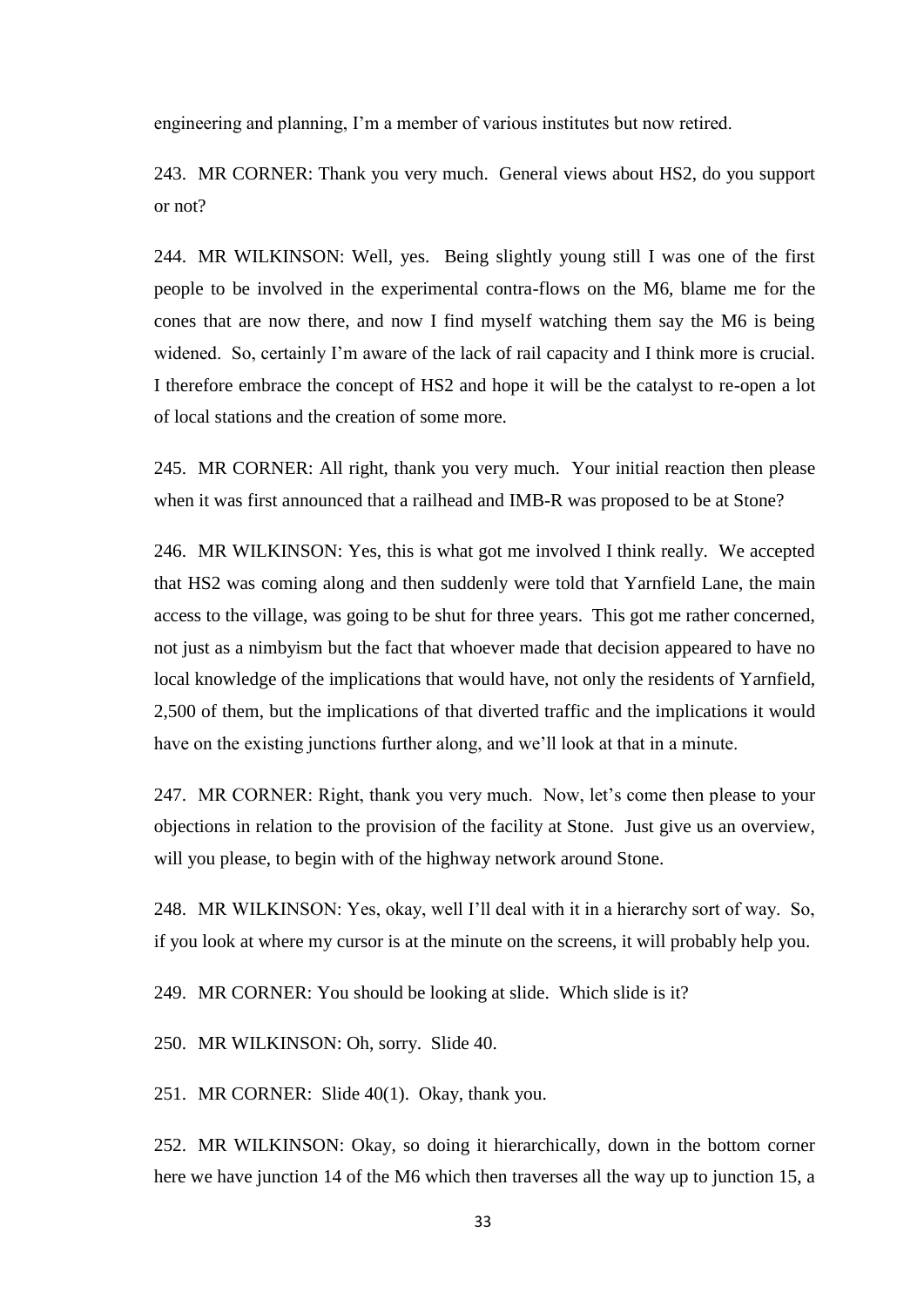engineering and planning, I'm a member of various institutes but now retired.

243. MR CORNER: Thank you very much. General views about HS2, do you support or not?

244. MR WILKINSON: Well, yes. Being slightly young still I was one of the first people to be involved in the experimental contra-flows on the M6, blame me for the cones that are now there, and now I find myself watching them say the M6 is being widened. So, certainly I'm aware of the lack of rail capacity and I think more is crucial. I therefore embrace the concept of HS2 and hope it will be the catalyst to re-open a lot of local stations and the creation of some more.

245. MR CORNER: All right, thank you very much. Your initial reaction then please when it was first announced that a railhead and IMB-R was proposed to be at Stone?

246. MR WILKINSON: Yes, this is what got me involved I think really. We accepted that HS2 was coming along and then suddenly were told that Yarnfield Lane, the main access to the village, was going to be shut for three years. This got me rather concerned, not just as a nimbyism but the fact that whoever made that decision appeared to have no local knowledge of the implications that would have, not only the residents of Yarnfield, 2,500 of them, but the implications of that diverted traffic and the implications it would have on the existing junctions further along, and we'll look at that in a minute.

247. MR CORNER: Right, thank you very much. Now, let's come then please to your objections in relation to the provision of the facility at Stone. Just give us an overview, will you please, to begin with of the highway network around Stone.

248. MR WILKINSON: Yes, okay, well I'll deal with it in a hierarchy sort of way. So, if you look at where my cursor is at the minute on the screens, it will probably help you.

249. MR CORNER: You should be looking at slide. Which slide is it?

250. MR WILKINSON: Oh, sorry. Slide 40.

251. MR CORNER: Slide 40(1). Okay, thank you.

252. MR WILKINSON: Okay, so doing it hierarchically, down in the bottom corner here we have junction 14 of the M6 which then traverses all the way up to junction 15, a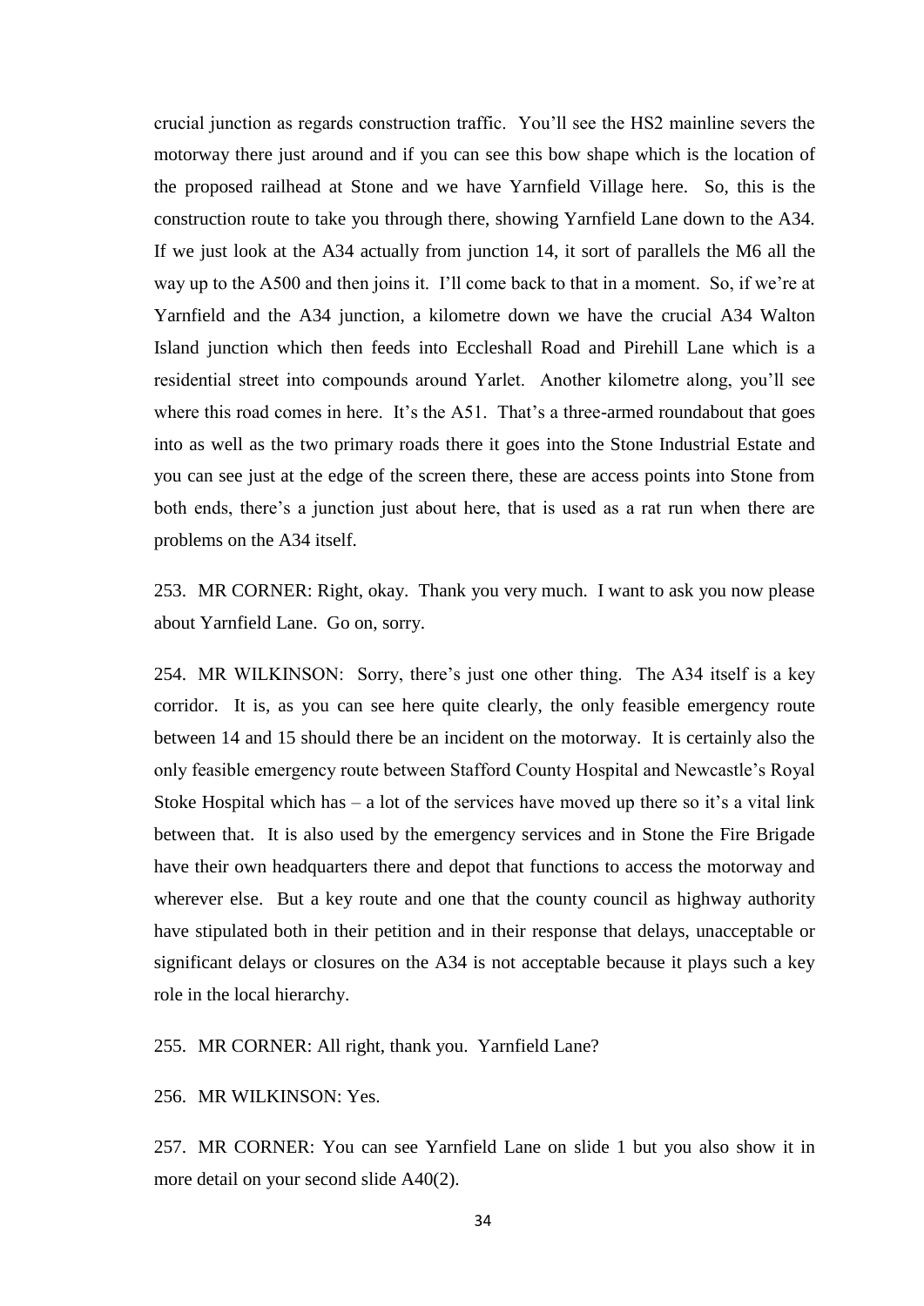crucial junction as regards construction traffic. You'll see the HS2 mainline severs the motorway there just around and if you can see this bow shape which is the location of the proposed railhead at Stone and we have Yarnfield Village here. So, this is the construction route to take you through there, showing Yarnfield Lane down to the A34. If we just look at the A34 actually from junction 14, it sort of parallels the M6 all the way up to the A500 and then joins it. I'll come back to that in a moment. So, if we're at Yarnfield and the A34 junction, a kilometre down we have the crucial A34 Walton Island junction which then feeds into Eccleshall Road and Pirehill Lane which is a residential street into compounds around Yarlet. Another kilometre along, you'll see where this road comes in here. It's the A51. That's a three-armed roundabout that goes into as well as the two primary roads there it goes into the Stone Industrial Estate and you can see just at the edge of the screen there, these are access points into Stone from both ends, there's a junction just about here, that is used as a rat run when there are problems on the A34 itself.

253. MR CORNER: Right, okay. Thank you very much. I want to ask you now please about Yarnfield Lane. Go on, sorry.

254. MR WILKINSON: Sorry, there's just one other thing. The A34 itself is a key corridor. It is, as you can see here quite clearly, the only feasible emergency route between 14 and 15 should there be an incident on the motorway. It is certainly also the only feasible emergency route between Stafford County Hospital and Newcastle's Royal Stoke Hospital which has – a lot of the services have moved up there so it's a vital link between that. It is also used by the emergency services and in Stone the Fire Brigade have their own headquarters there and depot that functions to access the motorway and wherever else. But a key route and one that the county council as highway authority have stipulated both in their petition and in their response that delays, unacceptable or significant delays or closures on the A34 is not acceptable because it plays such a key role in the local hierarchy.

255. MR CORNER: All right, thank you. Yarnfield Lane?

256. MR WILKINSON: Yes.

257. MR CORNER: You can see Yarnfield Lane on slide 1 but you also show it in more detail on your second slide A40(2).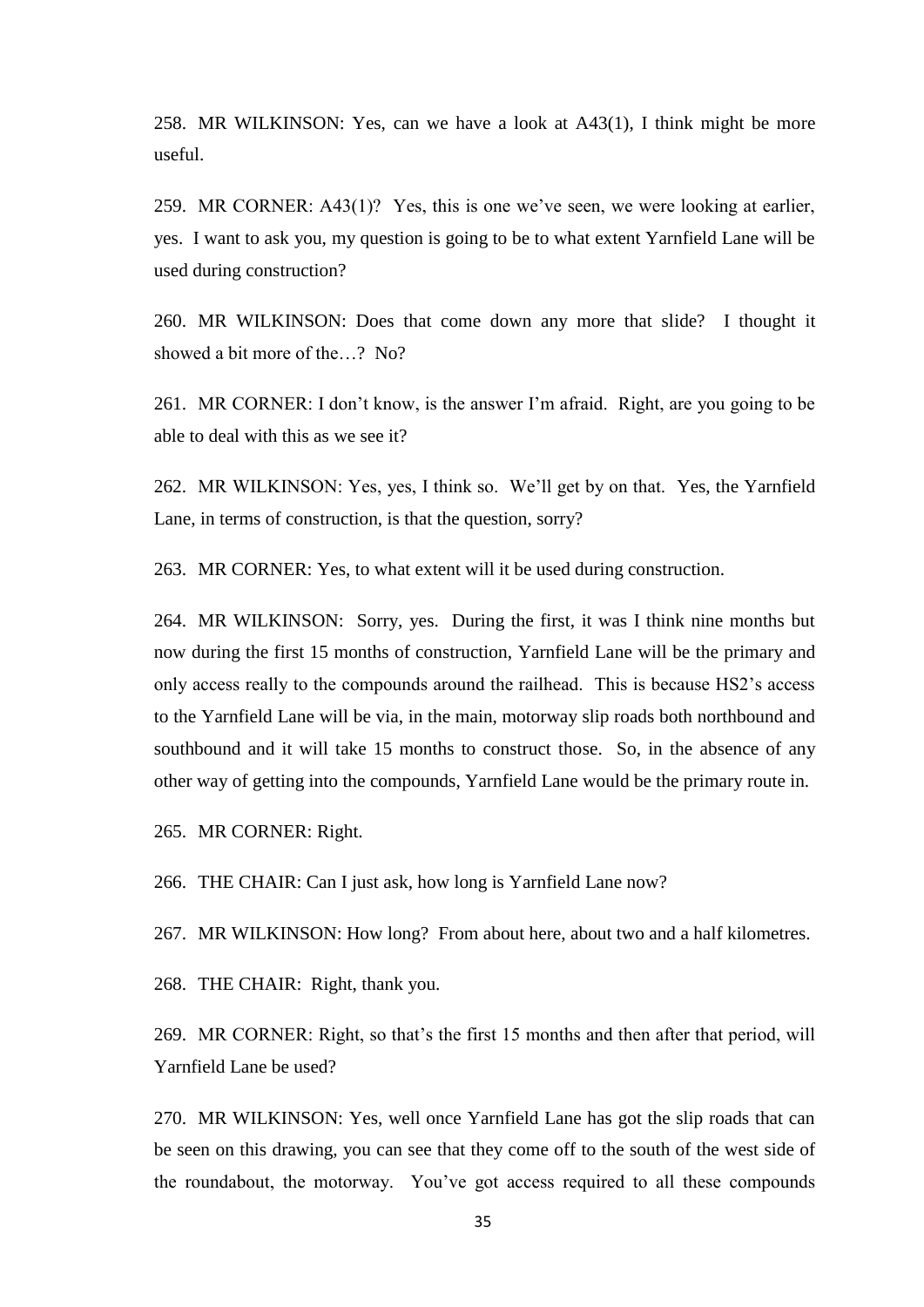258. MR WILKINSON: Yes, can we have a look at A43(1), I think might be more useful.

259. MR CORNER: A43(1)? Yes, this is one we've seen, we were looking at earlier, yes. I want to ask you, my question is going to be to what extent Yarnfield Lane will be used during construction?

260. MR WILKINSON: Does that come down any more that slide? I thought it showed a bit more of the…? No?

261. MR CORNER: I don't know, is the answer I'm afraid. Right, are you going to be able to deal with this as we see it?

262. MR WILKINSON: Yes, yes, I think so. We'll get by on that. Yes, the Yarnfield Lane, in terms of construction, is that the question, sorry?

263. MR CORNER: Yes, to what extent will it be used during construction.

264. MR WILKINSON: Sorry, yes. During the first, it was I think nine months but now during the first 15 months of construction, Yarnfield Lane will be the primary and only access really to the compounds around the railhead. This is because HS2's access to the Yarnfield Lane will be via, in the main, motorway slip roads both northbound and southbound and it will take 15 months to construct those. So, in the absence of any other way of getting into the compounds, Yarnfield Lane would be the primary route in.

265. MR CORNER: Right.

266. THE CHAIR: Can I just ask, how long is Yarnfield Lane now?

267. MR WILKINSON: How long? From about here, about two and a half kilometres.

268. THE CHAIR: Right, thank you.

269. MR CORNER: Right, so that's the first 15 months and then after that period, will Yarnfield Lane be used?

270. MR WILKINSON: Yes, well once Yarnfield Lane has got the slip roads that can be seen on this drawing, you can see that they come off to the south of the west side of the roundabout, the motorway. You've got access required to all these compounds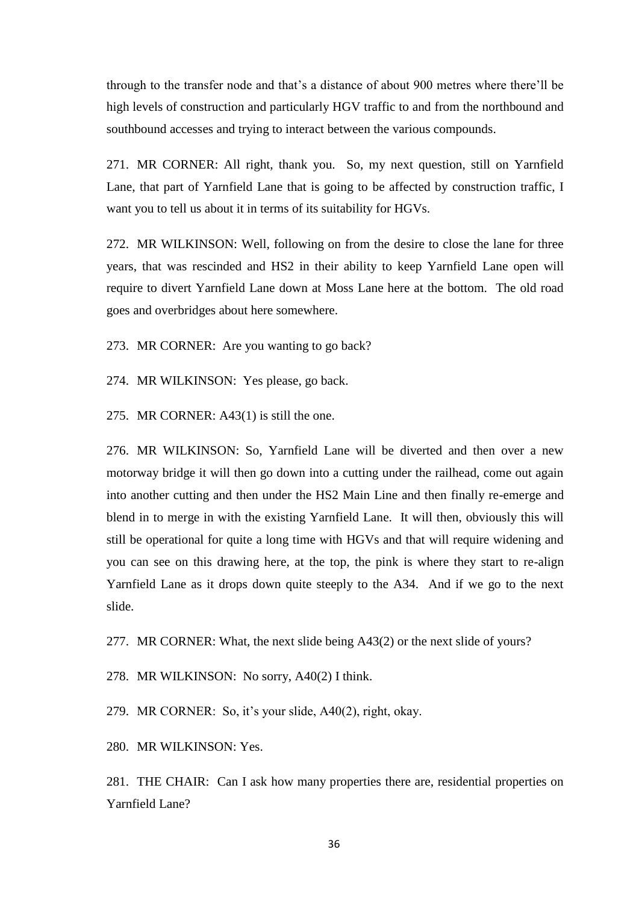through to the transfer node and that's a distance of about 900 metres where there'll be high levels of construction and particularly HGV traffic to and from the northbound and southbound accesses and trying to interact between the various compounds.

271. MR CORNER: All right, thank you. So, my next question, still on Yarnfield Lane, that part of Yarnfield Lane that is going to be affected by construction traffic, I want you to tell us about it in terms of its suitability for HGVs.

272. MR WILKINSON: Well, following on from the desire to close the lane for three years, that was rescinded and HS2 in their ability to keep Yarnfield Lane open will require to divert Yarnfield Lane down at Moss Lane here at the bottom. The old road goes and overbridges about here somewhere.

273. MR CORNER: Are you wanting to go back?

274. MR WILKINSON: Yes please, go back.

275. MR CORNER: A43(1) is still the one.

276. MR WILKINSON: So, Yarnfield Lane will be diverted and then over a new motorway bridge it will then go down into a cutting under the railhead, come out again into another cutting and then under the HS2 Main Line and then finally re-emerge and blend in to merge in with the existing Yarnfield Lane. It will then, obviously this will still be operational for quite a long time with HGVs and that will require widening and you can see on this drawing here, at the top, the pink is where they start to re-align Yarnfield Lane as it drops down quite steeply to the A34. And if we go to the next slide.

277. MR CORNER: What, the next slide being A43(2) or the next slide of yours?

278. MR WILKINSON: No sorry, A40(2) I think.

279. MR CORNER: So, it's your slide, A40(2), right, okay.

280. MR WILKINSON: Yes.

281. THE CHAIR: Can I ask how many properties there are, residential properties on Yarnfield Lane?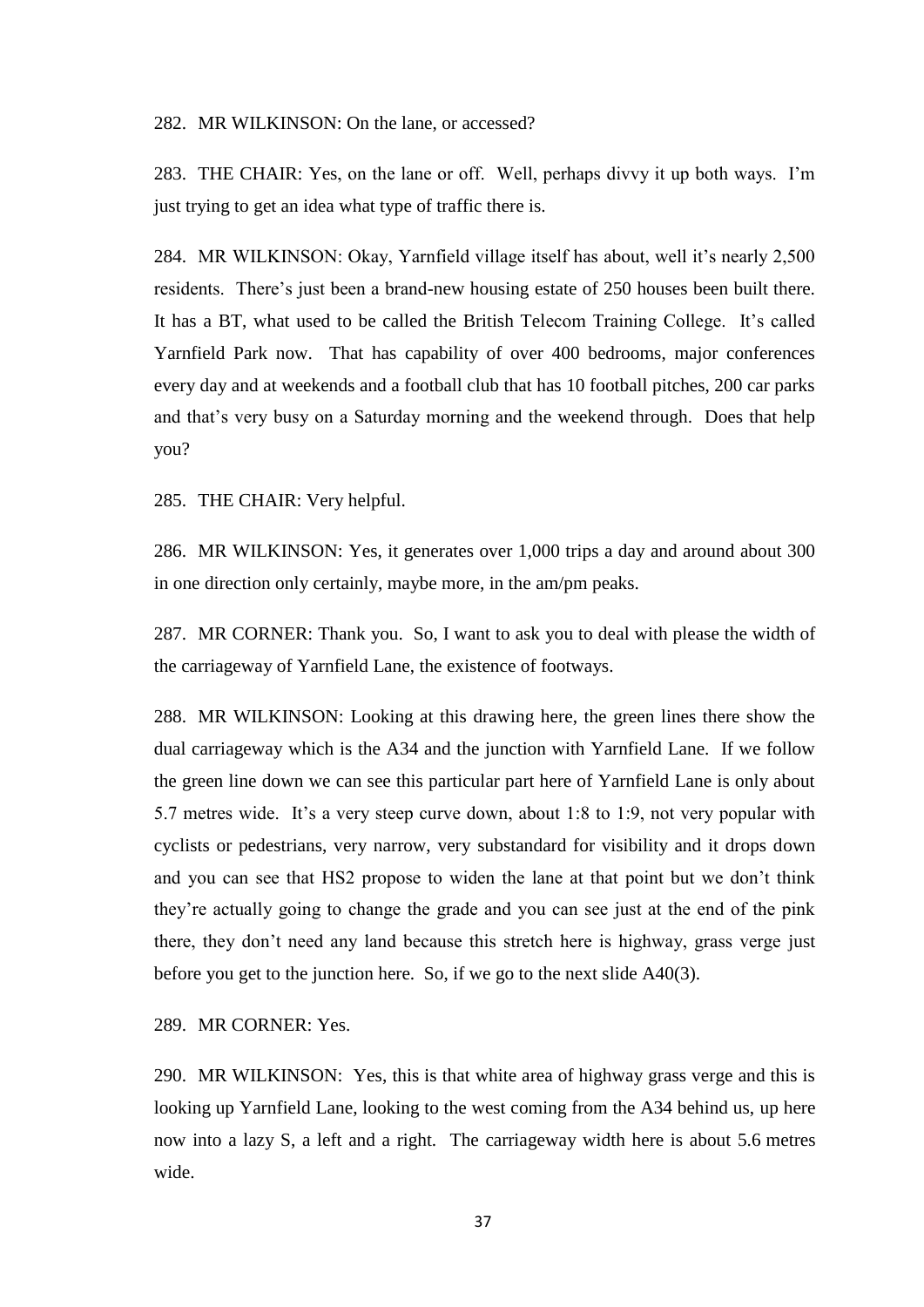282. MR WILKINSON: On the lane, or accessed?

283. THE CHAIR: Yes, on the lane or off. Well, perhaps divvy it up both ways. I'm just trying to get an idea what type of traffic there is.

284. MR WILKINSON: Okay, Yarnfield village itself has about, well it's nearly 2,500 residents. There's just been a brand-new housing estate of 250 houses been built there. It has a BT, what used to be called the British Telecom Training College. It's called Yarnfield Park now. That has capability of over 400 bedrooms, major conferences every day and at weekends and a football club that has 10 football pitches, 200 car parks and that's very busy on a Saturday morning and the weekend through. Does that help you?

285. THE CHAIR: Very helpful.

286. MR WILKINSON: Yes, it generates over 1,000 trips a day and around about 300 in one direction only certainly, maybe more, in the am/pm peaks.

287. MR CORNER: Thank you. So, I want to ask you to deal with please the width of the carriageway of Yarnfield Lane, the existence of footways.

288. MR WILKINSON: Looking at this drawing here, the green lines there show the dual carriageway which is the A34 and the junction with Yarnfield Lane. If we follow the green line down we can see this particular part here of Yarnfield Lane is only about 5.7 metres wide. It's a very steep curve down, about 1:8 to 1:9, not very popular with cyclists or pedestrians, very narrow, very substandard for visibility and it drops down and you can see that HS2 propose to widen the lane at that point but we don't think they're actually going to change the grade and you can see just at the end of the pink there, they don't need any land because this stretch here is highway, grass verge just before you get to the junction here. So, if we go to the next slide A40(3).

289. MR CORNER: Yes.

290. MR WILKINSON: Yes, this is that white area of highway grass verge and this is looking up Yarnfield Lane, looking to the west coming from the A34 behind us, up here now into a lazy S, a left and a right. The carriageway width here is about 5.6 metres wide.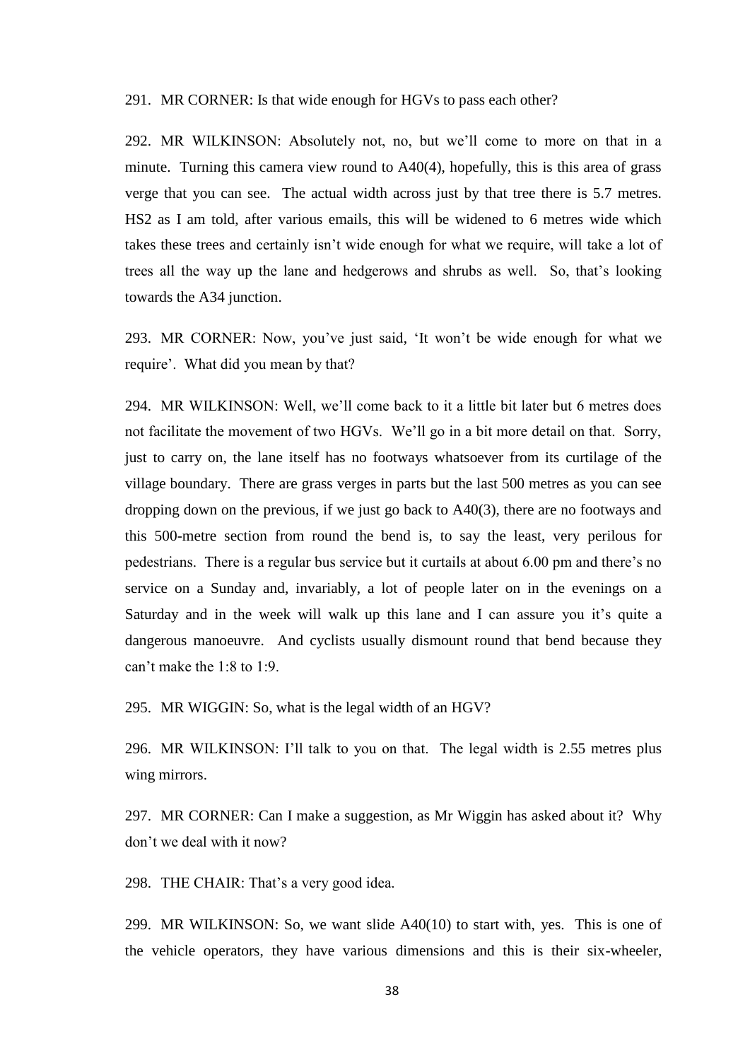291. MR CORNER: Is that wide enough for HGVs to pass each other?

292. MR WILKINSON: Absolutely not, no, but we'll come to more on that in a minute. Turning this camera view round to A40(4), hopefully, this is this area of grass verge that you can see. The actual width across just by that tree there is 5.7 metres. HS2 as I am told, after various emails, this will be widened to 6 metres wide which takes these trees and certainly isn't wide enough for what we require, will take a lot of trees all the way up the lane and hedgerows and shrubs as well. So, that's looking towards the A34 junction.

293. MR CORNER: Now, you've just said, 'It won't be wide enough for what we require'. What did you mean by that?

294. MR WILKINSON: Well, we'll come back to it a little bit later but 6 metres does not facilitate the movement of two HGVs. We'll go in a bit more detail on that. Sorry, just to carry on, the lane itself has no footways whatsoever from its curtilage of the village boundary. There are grass verges in parts but the last 500 metres as you can see dropping down on the previous, if we just go back to A40(3), there are no footways and this 500-metre section from round the bend is, to say the least, very perilous for pedestrians. There is a regular bus service but it curtails at about 6.00 pm and there's no service on a Sunday and, invariably, a lot of people later on in the evenings on a Saturday and in the week will walk up this lane and I can assure you it's quite a dangerous manoeuvre. And cyclists usually dismount round that bend because they can't make the 1:8 to 1:9.

295. MR WIGGIN: So, what is the legal width of an HGV?

296. MR WILKINSON: I'll talk to you on that. The legal width is 2.55 metres plus wing mirrors.

297. MR CORNER: Can I make a suggestion, as Mr Wiggin has asked about it? Why don't we deal with it now?

298. THE CHAIR: That's a very good idea.

299. MR WILKINSON: So, we want slide A40(10) to start with, yes. This is one of the vehicle operators, they have various dimensions and this is their six-wheeler,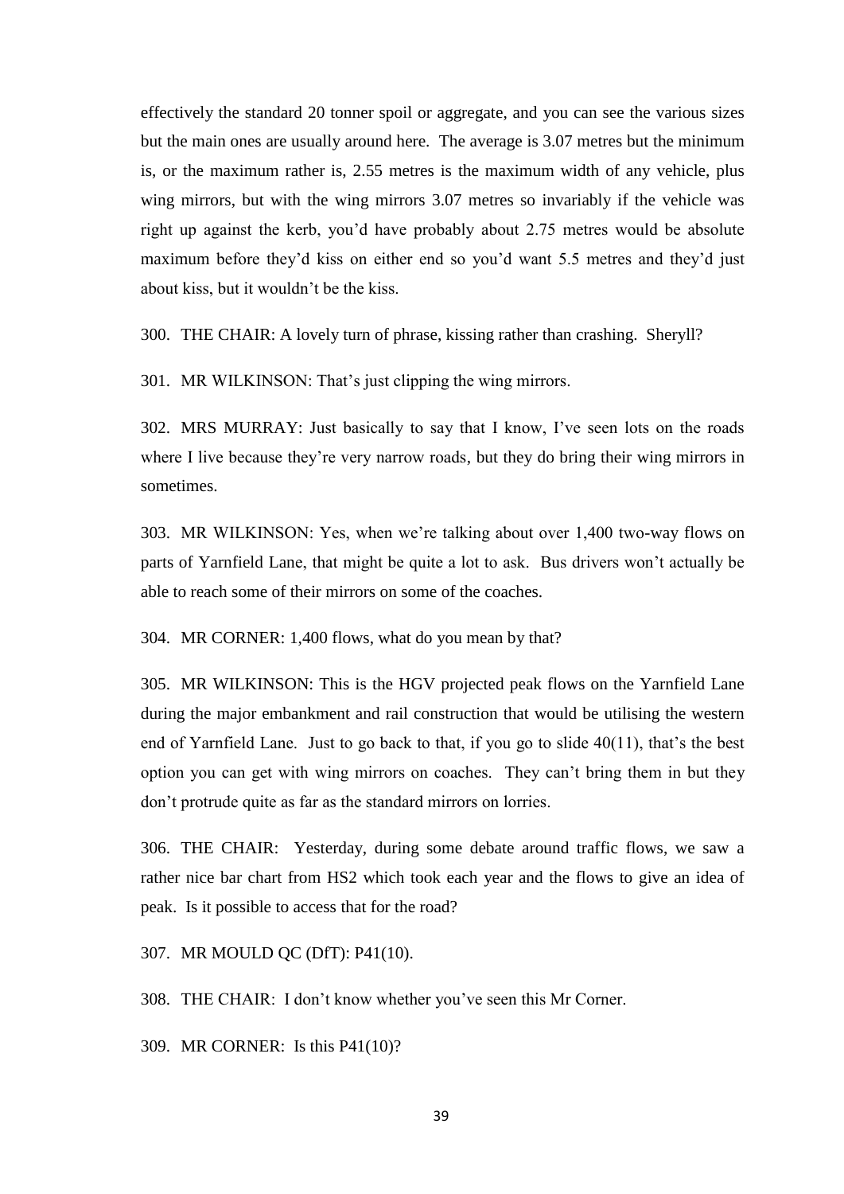effectively the standard 20 tonner spoil or aggregate, and you can see the various sizes but the main ones are usually around here. The average is 3.07 metres but the minimum is, or the maximum rather is, 2.55 metres is the maximum width of any vehicle, plus wing mirrors, but with the wing mirrors 3.07 metres so invariably if the vehicle was right up against the kerb, you'd have probably about 2.75 metres would be absolute maximum before they'd kiss on either end so you'd want 5.5 metres and they'd just about kiss, but it wouldn't be the kiss.

300. THE CHAIR: A lovely turn of phrase, kissing rather than crashing. Sheryll?

301. MR WILKINSON: That's just clipping the wing mirrors.

302. MRS MURRAY: Just basically to say that I know, I've seen lots on the roads where I live because they're very narrow roads, but they do bring their wing mirrors in sometimes.

303. MR WILKINSON: Yes, when we're talking about over 1,400 two-way flows on parts of Yarnfield Lane, that might be quite a lot to ask. Bus drivers won't actually be able to reach some of their mirrors on some of the coaches.

304. MR CORNER: 1,400 flows, what do you mean by that?

305. MR WILKINSON: This is the HGV projected peak flows on the Yarnfield Lane during the major embankment and rail construction that would be utilising the western end of Yarnfield Lane. Just to go back to that, if you go to slide 40(11), that's the best option you can get with wing mirrors on coaches. They can't bring them in but they don't protrude quite as far as the standard mirrors on lorries.

306. THE CHAIR: Yesterday, during some debate around traffic flows, we saw a rather nice bar chart from HS2 which took each year and the flows to give an idea of peak. Is it possible to access that for the road?

307. MR MOULD QC (DfT): P41(10).

308. THE CHAIR: I don't know whether you've seen this Mr Corner.

309. MR CORNER: Is this P41(10)?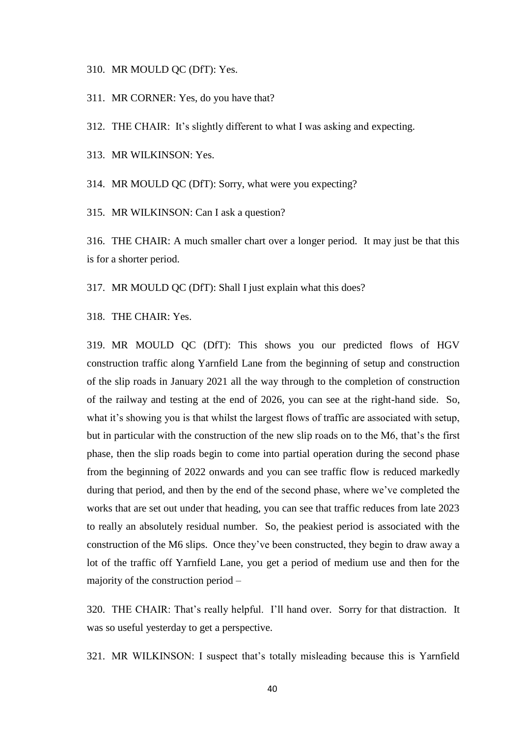310. MR MOULD QC (DfT): Yes.

311. MR CORNER: Yes, do you have that?

312. THE CHAIR: It's slightly different to what I was asking and expecting.

313. MR WILKINSON: Yes.

314. MR MOULD QC (DfT): Sorry, what were you expecting?

315. MR WILKINSON: Can I ask a question?

316. THE CHAIR: A much smaller chart over a longer period. It may just be that this is for a shorter period.

317. MR MOULD QC (DfT): Shall I just explain what this does?

318. THE CHAIR: Yes.

319. MR MOULD QC (DfT): This shows you our predicted flows of HGV construction traffic along Yarnfield Lane from the beginning of setup and construction of the slip roads in January 2021 all the way through to the completion of construction of the railway and testing at the end of 2026, you can see at the right-hand side. So, what it's showing you is that whilst the largest flows of traffic are associated with setup, but in particular with the construction of the new slip roads on to the M6, that's the first phase, then the slip roads begin to come into partial operation during the second phase from the beginning of 2022 onwards and you can see traffic flow is reduced markedly during that period, and then by the end of the second phase, where we've completed the works that are set out under that heading, you can see that traffic reduces from late 2023 to really an absolutely residual number. So, the peakiest period is associated with the construction of the M6 slips. Once they've been constructed, they begin to draw away a lot of the traffic off Yarnfield Lane, you get a period of medium use and then for the majority of the construction period –

320. THE CHAIR: That's really helpful. I'll hand over. Sorry for that distraction. It was so useful yesterday to get a perspective.

321. MR WILKINSON: I suspect that's totally misleading because this is Yarnfield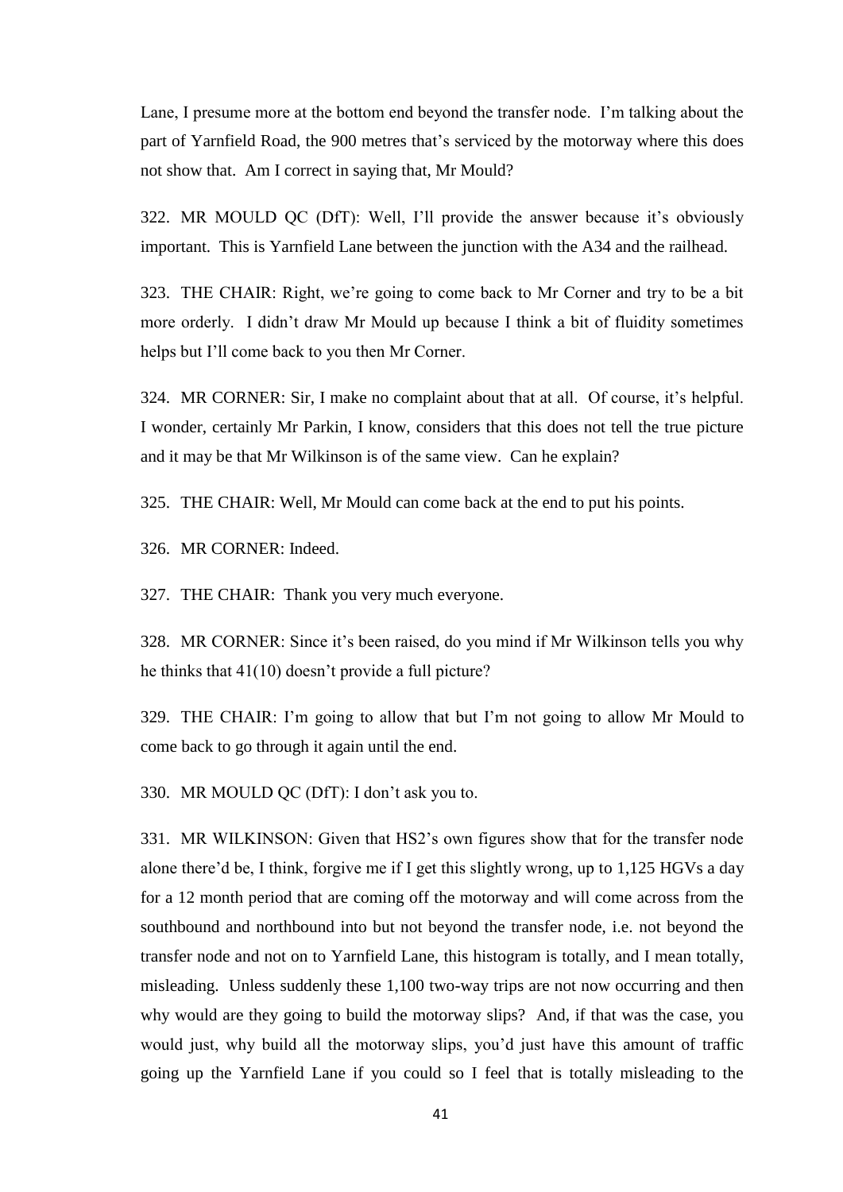Lane, I presume more at the bottom end beyond the transfer node. I'm talking about the part of Yarnfield Road, the 900 metres that's serviced by the motorway where this does not show that. Am I correct in saying that, Mr Mould?

322. MR MOULD QC (DfT): Well, I'll provide the answer because it's obviously important. This is Yarnfield Lane between the junction with the A34 and the railhead.

323. THE CHAIR: Right, we're going to come back to Mr Corner and try to be a bit more orderly. I didn't draw Mr Mould up because I think a bit of fluidity sometimes helps but I'll come back to you then Mr Corner.

324. MR CORNER: Sir, I make no complaint about that at all. Of course, it's helpful. I wonder, certainly Mr Parkin, I know, considers that this does not tell the true picture and it may be that Mr Wilkinson is of the same view. Can he explain?

325. THE CHAIR: Well, Mr Mould can come back at the end to put his points.

326. MR CORNER: Indeed.

327. THE CHAIR: Thank you very much everyone.

328. MR CORNER: Since it's been raised, do you mind if Mr Wilkinson tells you why he thinks that 41(10) doesn't provide a full picture?

329. THE CHAIR: I'm going to allow that but I'm not going to allow Mr Mould to come back to go through it again until the end.

330. MR MOULD QC (DfT): I don't ask you to.

331. MR WILKINSON: Given that HS2's own figures show that for the transfer node alone there'd be, I think, forgive me if I get this slightly wrong, up to 1,125 HGVs a day for a 12 month period that are coming off the motorway and will come across from the southbound and northbound into but not beyond the transfer node, i.e. not beyond the transfer node and not on to Yarnfield Lane, this histogram is totally, and I mean totally, misleading. Unless suddenly these 1,100 two-way trips are not now occurring and then why would are they going to build the motorway slips? And, if that was the case, you would just, why build all the motorway slips, you'd just have this amount of traffic going up the Yarnfield Lane if you could so I feel that is totally misleading to the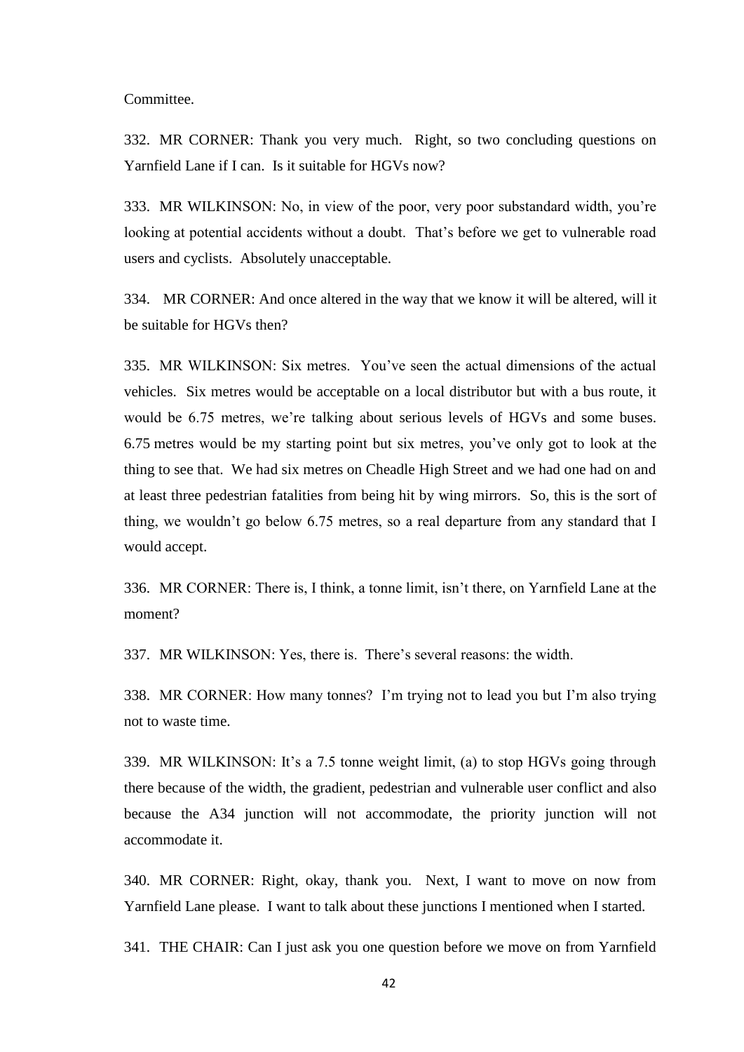Committee.

332. MR CORNER: Thank you very much. Right, so two concluding questions on Yarnfield Lane if I can. Is it suitable for HGVs now?

333. MR WILKINSON: No, in view of the poor, very poor substandard width, you're looking at potential accidents without a doubt. That's before we get to vulnerable road users and cyclists. Absolutely unacceptable.

334. MR CORNER: And once altered in the way that we know it will be altered, will it be suitable for HGVs then?

335. MR WILKINSON: Six metres. You've seen the actual dimensions of the actual vehicles. Six metres would be acceptable on a local distributor but with a bus route, it would be 6.75 metres, we're talking about serious levels of HGVs and some buses. 6.75 metres would be my starting point but six metres, you've only got to look at the thing to see that. We had six metres on Cheadle High Street and we had one had on and at least three pedestrian fatalities from being hit by wing mirrors. So, this is the sort of thing, we wouldn't go below 6.75 metres, so a real departure from any standard that I would accept.

336. MR CORNER: There is, I think, a tonne limit, isn't there, on Yarnfield Lane at the moment?

337. MR WILKINSON: Yes, there is. There's several reasons: the width.

338. MR CORNER: How many tonnes? I'm trying not to lead you but I'm also trying not to waste time.

339. MR WILKINSON: It's a 7.5 tonne weight limit, (a) to stop HGVs going through there because of the width, the gradient, pedestrian and vulnerable user conflict and also because the A34 junction will not accommodate, the priority junction will not accommodate it.

340. MR CORNER: Right, okay, thank you. Next, I want to move on now from Yarnfield Lane please. I want to talk about these junctions I mentioned when I started.

341. THE CHAIR: Can I just ask you one question before we move on from Yarnfield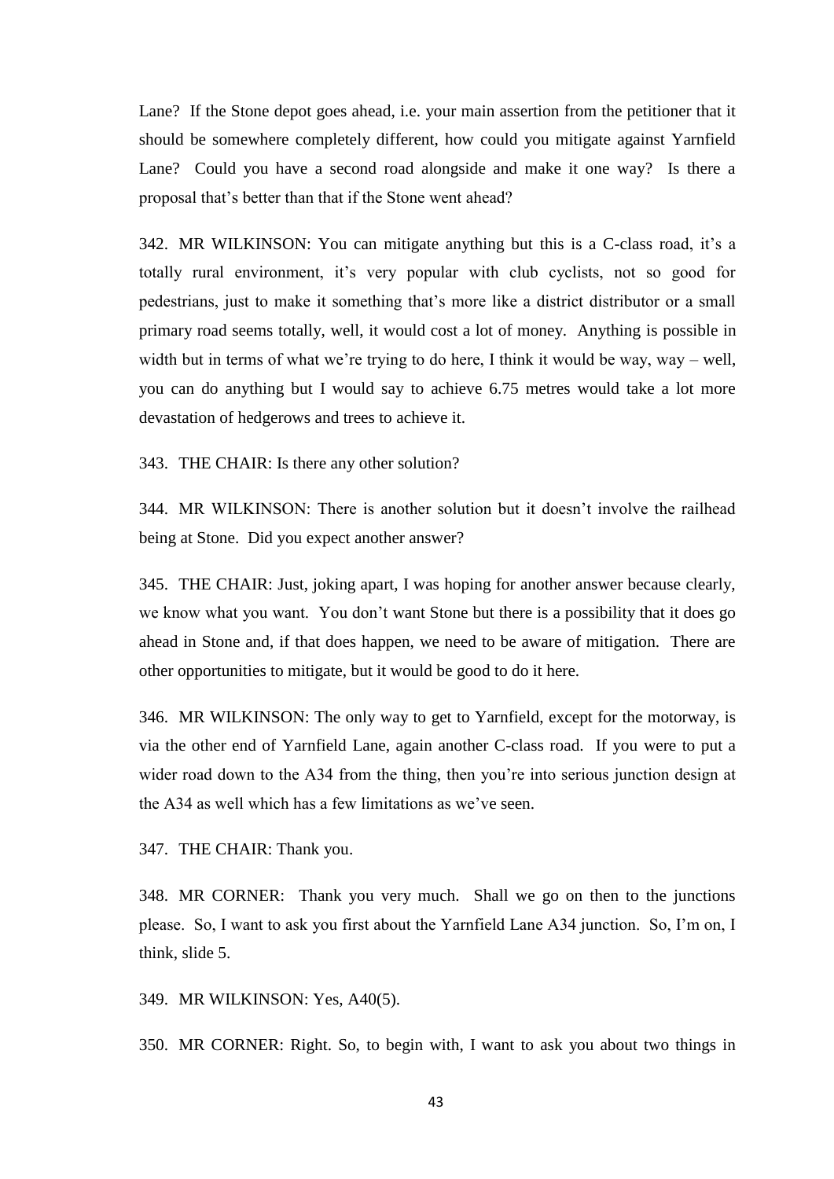Lane? If the Stone depot goes ahead, i.e. your main assertion from the petitioner that it should be somewhere completely different, how could you mitigate against Yarnfield Lane? Could you have a second road alongside and make it one way? Is there a proposal that's better than that if the Stone went ahead?

342. MR WILKINSON: You can mitigate anything but this is a C-class road, it's a totally rural environment, it's very popular with club cyclists, not so good for pedestrians, just to make it something that's more like a district distributor or a small primary road seems totally, well, it would cost a lot of money. Anything is possible in width but in terms of what we're trying to do here, I think it would be way, way – well, you can do anything but I would say to achieve 6.75 metres would take a lot more devastation of hedgerows and trees to achieve it.

343. THE CHAIR: Is there any other solution?

344. MR WILKINSON: There is another solution but it doesn't involve the railhead being at Stone. Did you expect another answer?

345. THE CHAIR: Just, joking apart, I was hoping for another answer because clearly, we know what you want. You don't want Stone but there is a possibility that it does go ahead in Stone and, if that does happen, we need to be aware of mitigation. There are other opportunities to mitigate, but it would be good to do it here.

346. MR WILKINSON: The only way to get to Yarnfield, except for the motorway, is via the other end of Yarnfield Lane, again another C-class road. If you were to put a wider road down to the A34 from the thing, then you're into serious junction design at the A34 as well which has a few limitations as we've seen.

347. THE CHAIR: Thank you.

348. MR CORNER: Thank you very much. Shall we go on then to the junctions please. So, I want to ask you first about the Yarnfield Lane A34 junction. So, I'm on, I think, slide 5.

349. MR WILKINSON: Yes, A40(5).

350. MR CORNER: Right. So, to begin with, I want to ask you about two things in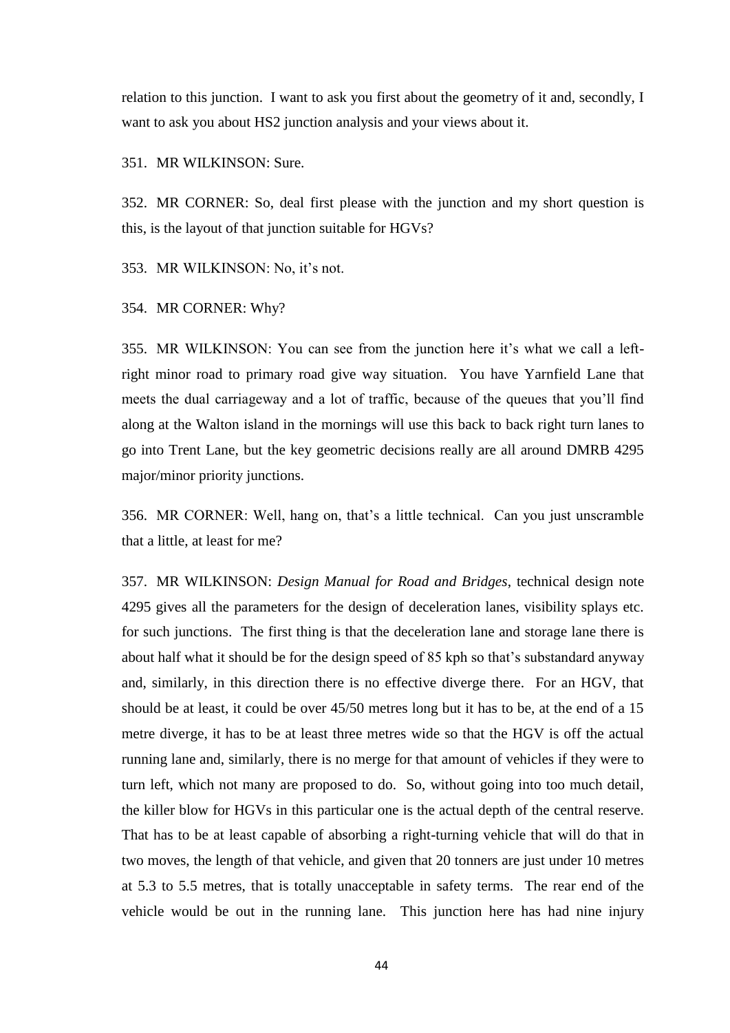relation to this junction. I want to ask you first about the geometry of it and, secondly, I want to ask you about HS2 junction analysis and your views about it.

351. MR WILKINSON: Sure.

352. MR CORNER: So, deal first please with the junction and my short question is this, is the layout of that junction suitable for HGVs?

353. MR WILKINSON: No, it's not.

354. MR CORNER: Why?

355. MR WILKINSON: You can see from the junction here it's what we call a left-right minor road to primary road give way situation. You have Yarnfield Lane that meets the dual carriageway and a lot of traffic, because of the queues that you'll find along at the Walton island in the mornings will use this back to back right turn lanes to go into Trent Lane, but the key geometric decisions really are all around DMRB 4295 major/minor priority junctions.

356. MR CORNER: Well, hang on, that's a little technical. Can you just unscramble that a little, at least for me?

357. MR WILKINSON: *Design Manual for Road and Bridges*, technical design note 4295 gives all the parameters for the design of deceleration lanes, visibility splays etc. for such junctions. The first thing is that the deceleration lane and storage lane there is about half what it should be for the design speed of 85 kph so that's substandard anyway and, similarly, in this direction there is no effective diverge there. For an HGV, that should be at least, it could be over 45/50 metres long but it has to be, at the end of a 15 metre diverge, it has to be at least three metres wide so that the HGV is off the actual running lane and, similarly, there is no merge for that amount of vehicles if they were to turn left, which not many are proposed to do. So, without going into too much detail, the killer blow for HGVs in this particular one is the actual depth of the central reserve. That has to be at least capable of absorbing a right-turning vehicle that will do that in two moves, the length of that vehicle, and given that 20 tonners are just under 10 metres at 5.3 to 5.5 metres, that is totally unacceptable in safety terms. The rear end of the vehicle would be out in the running lane. This junction here has had nine injury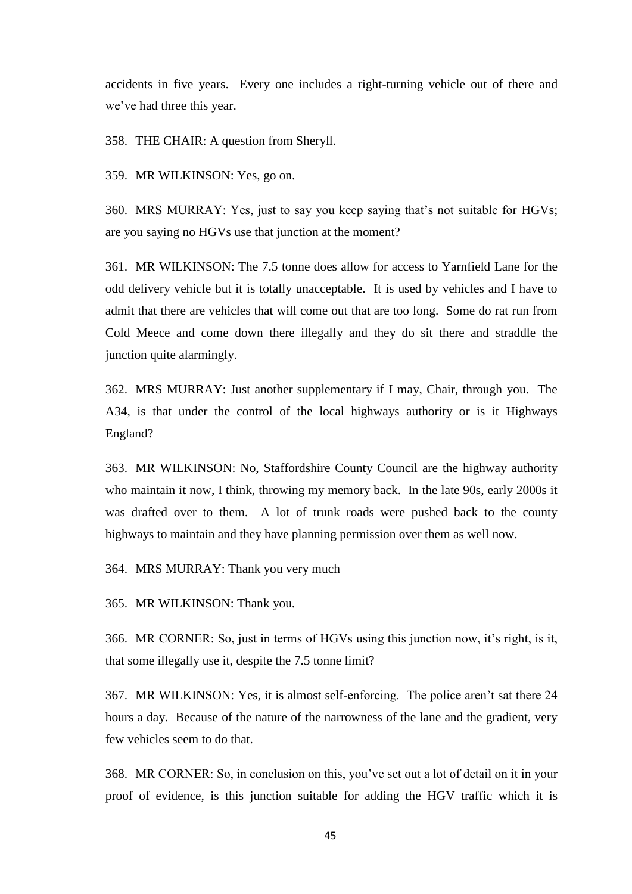accidents in five years. Every one includes a right-turning vehicle out of there and we've had three this year.

358. THE CHAIR: A question from Sheryll.

359. MR WILKINSON: Yes, go on.

360. MRS MURRAY: Yes, just to say you keep saying that's not suitable for HGVs; are you saying no HGVs use that junction at the moment?

361. MR WILKINSON: The 7.5 tonne does allow for access to Yarnfield Lane for the odd delivery vehicle but it is totally unacceptable. It is used by vehicles and I have to admit that there are vehicles that will come out that are too long. Some do rat run from Cold Meece and come down there illegally and they do sit there and straddle the junction quite alarmingly.

362. MRS MURRAY: Just another supplementary if I may, Chair, through you. The A34, is that under the control of the local highways authority or is it Highways England?

363. MR WILKINSON: No, Staffordshire County Council are the highway authority who maintain it now, I think, throwing my memory back. In the late 90s, early 2000s it was drafted over to them. A lot of trunk roads were pushed back to the county highways to maintain and they have planning permission over them as well now.

364. MRS MURRAY: Thank you very much

365. MR WILKINSON: Thank you.

366. MR CORNER: So, just in terms of HGVs using this junction now, it's right, is it, that some illegally use it, despite the 7.5 tonne limit?

367. MR WILKINSON: Yes, it is almost self-enforcing. The police aren't sat there 24 hours a day. Because of the nature of the narrowness of the lane and the gradient, very few vehicles seem to do that.

368. MR CORNER: So, in conclusion on this, you've set out a lot of detail on it in your proof of evidence, is this junction suitable for adding the HGV traffic which it is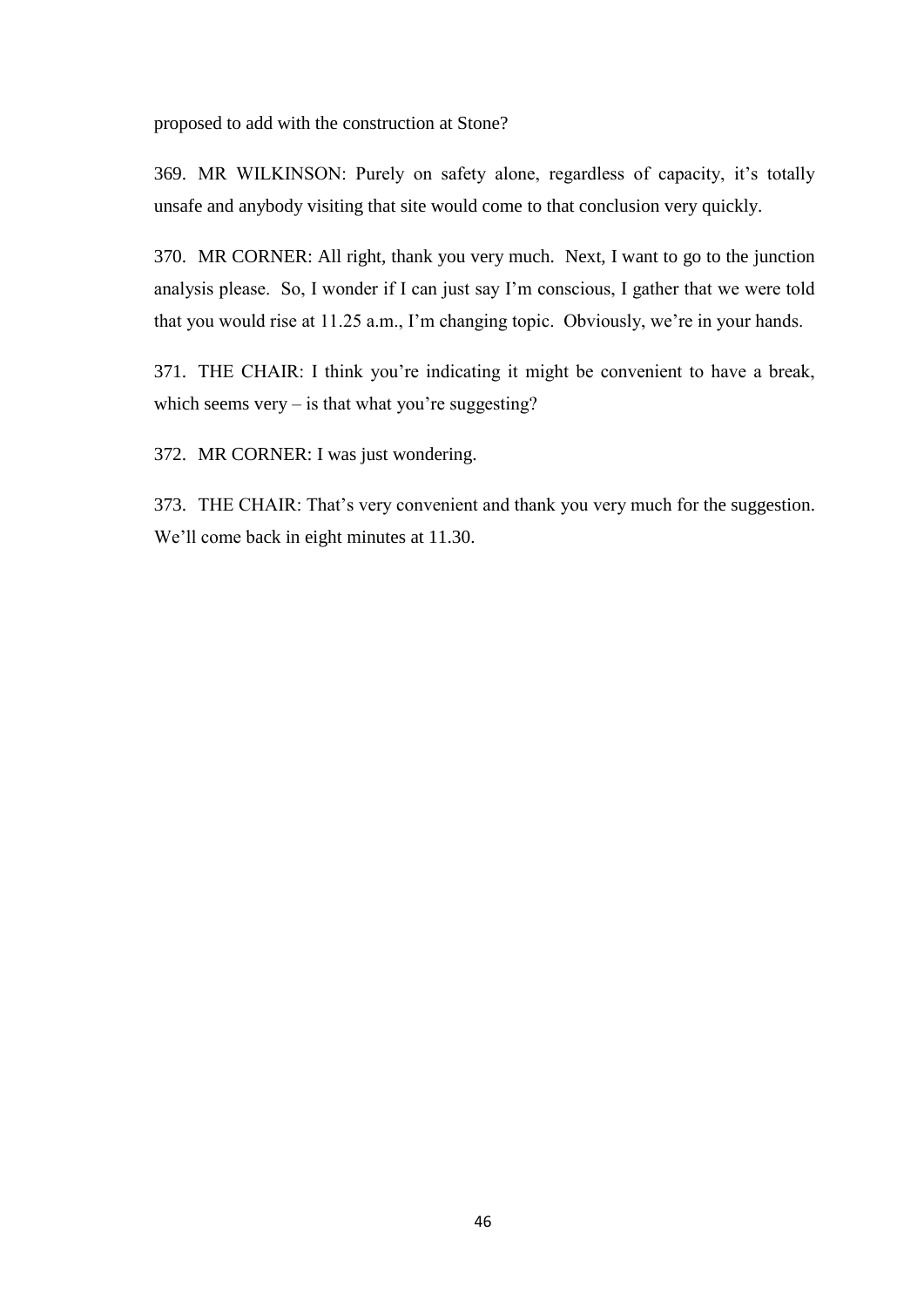proposed to add with the construction at Stone?

369. MR WILKINSON: Purely on safety alone, regardless of capacity, it's totally unsafe and anybody visiting that site would come to that conclusion very quickly.

370. MR CORNER: All right, thank you very much. Next, I want to go to the junction analysis please. So, I wonder if I can just say I'm conscious, I gather that we were told that you would rise at 11.25 a.m., I'm changing topic. Obviously, we're in your hands.

371. THE CHAIR: I think you're indicating it might be convenient to have a break, which seems very – is that what you're suggesting?

372. MR CORNER: I was just wondering.

373. THE CHAIR: That's very convenient and thank you very much for the suggestion. We'll come back in eight minutes at 11.30.